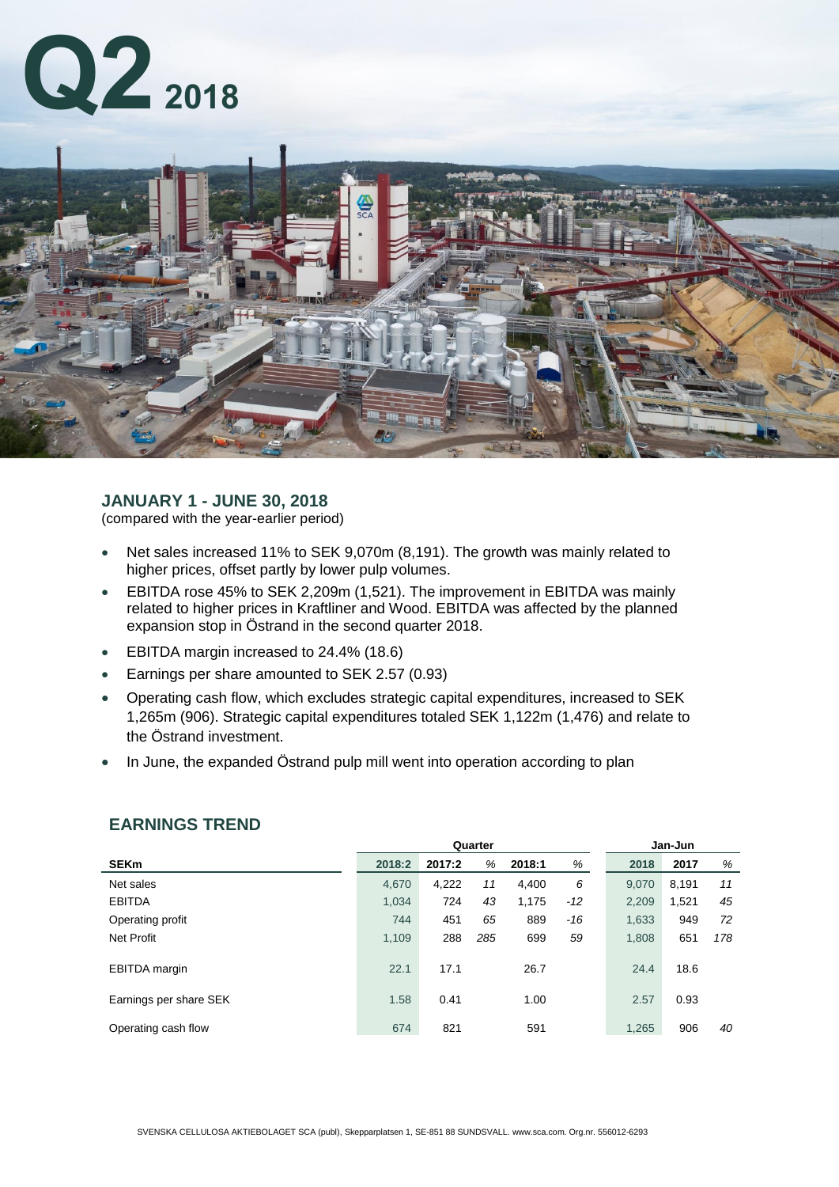# Q2 2018

## JANUARY 1 - JUNE 30, 2018

(compared with the year-earlier period)

- Net sales increased 11% to SEK 9,070m (8,191). The growth was mainly related to higher prices, offset partly by lower pulp volumes.
- EBITDA rose 45% to SEK 2,209m (1,521). The improvement in EBITDA was mainly related to higher prices in Kraftliner and Wood. EBITDA was affected by the planned expansion stop in Östrand in the second quarter 2018.
- EBITDA margin increased to 24.4% (18.6)
- Earnings per share amounted to SEK 2.57 (0.93)
- Operating cash flow, which excludes strategic capital expenditures, increased to SEK 1,265m (906). Strategic capital expenditures totaled SEK 1,122m (1,476) and relate to the Östrand investment.
- In June, the expanded Östrand pulp mill went into operation according to plan

## EARNINGS TREND

| | Quarter | | | | | Jan-Jun | | |
|---|---|---|---|---|---|---|---|---|
| **SEKm** | **2018:2** | **2017:2** | *%* | **2018:1** | *%* | **2018** | **2017** | *%* |
| Net sales | 4,670 | 4,222 | *11* | 4,400 | *6* | 9,070 | 8,191 | *11* |
| EBITDA | 1,034 | 724 | *43* | 1,175 | *-12* | 2,209 | 1,521 | *45* |
| Operating profit | 744 | 451 | *65* | 889 | *-16* | 1,633 | 949 | *72* |
| Net Profit | 1,109 | 288 | *285* | 699 | *59* | 1,808 | 651 | *178* |
| EBITDA margin | 22.1 | 17.1 | | 26.7 | | 24.4 | 18.6 | |
| Earnings per share SEK | 1.58 | 0.41 | | 1.00 | | 2.57 | 0.93 | |
| Operating cash flow | 674 | 821 | | 591 | | 1,265 | 906 | *40* |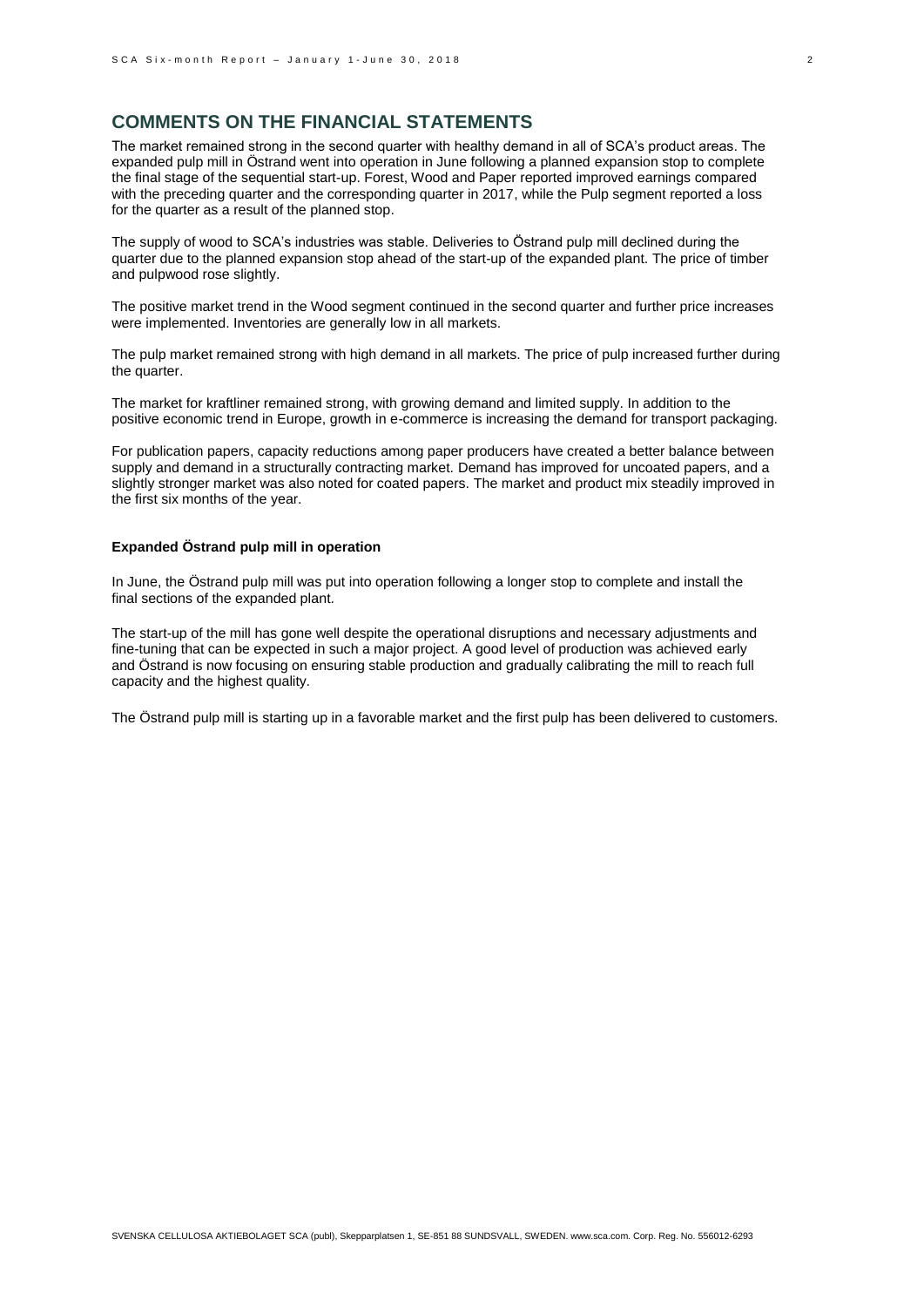## COMMENTS ON THE FINANCIAL STATEMENTS

The market remained strong in the second quarter with healthy demand in all of SCA's product areas. The expanded pulp mill in Östrand went into operation in June following a planned expansion stop to complete the final stage of the sequential start-up. Forest, Wood and Paper reported improved earnings compared with the preceding quarter and the corresponding quarter in 2017, while the Pulp segment reported a loss for the quarter as a result of the planned stop.

The supply of wood to SCA's industries was stable. Deliveries to Östrand pulp mill declined during the quarter due to the planned expansion stop ahead of the start-up of the expanded plant. The price of timber and pulpwood rose slightly.

The positive market trend in the Wood segment continued in the second quarter and further price increases were implemented. Inventories are generally low in all markets.

The pulp market remained strong with high demand in all markets. The price of pulp increased further during the quarter.

The market for kraftliner remained strong, with growing demand and limited supply. In addition to the positive economic trend in Europe, growth in e-commerce is increasing the demand for transport packaging.

For publication papers, capacity reductions among paper producers have created a better balance between supply and demand in a structurally contracting market. Demand has improved for uncoated papers, and a slightly stronger market was also noted for coated papers. The market and product mix steadily improved in the first six months of the year.

**Expanded Östrand pulp mill in operation**

In June, the Östrand pulp mill was put into operation following a longer stop to complete and install the final sections of the expanded plant.

The start-up of the mill has gone well despite the operational disruptions and necessary adjustments and fine-tuning that can be expected in such a major project. A good level of production was achieved early and Östrand is now focusing on ensuring stable production and gradually calibrating the mill to reach full capacity and the highest quality.

The Östrand pulp mill is starting up in a favorable market and the first pulp has been delivered to customers.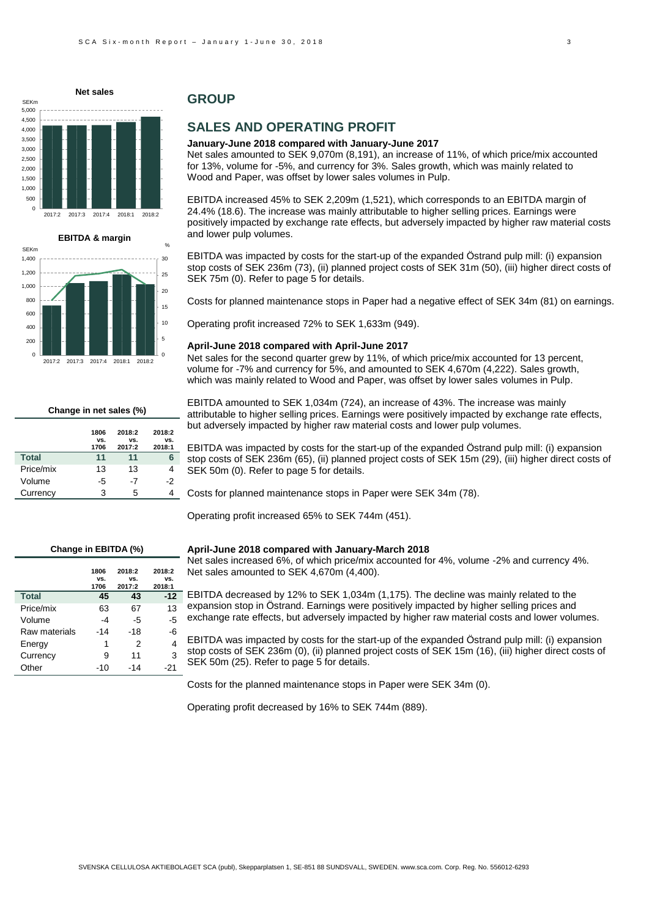## GROUP

## SALES AND OPERATING PROFIT

**January-June 2018 compared with January-June 2017**

Net sales amounted to SEK 9,070m (8,191), an increase of 11%, of which price/mix accounted for 13%, volume for -5%, and currency for 3%. Sales growth, which was mainly related to Wood and Paper, was offset by lower sales volumes in Pulp.

EBITDA increased 45% to SEK 2,209m (1,521), which corresponds to an EBITDA margin of 24.4% (18.6). The increase was mainly attributable to higher selling prices. Earnings were positively impacted by exchange rate effects, but adversely impacted by higher raw material costs and lower pulp volumes.

EBITDA was impacted by costs for the start-up of the expanded Östrand pulp mill: (i) expansion stop costs of SEK 236m (73), (ii) planned project costs of SEK 31m (50), (iii) higher direct costs of SEK 75m (0). Refer to page 5 for details.

Costs for planned maintenance stops in Paper had a negative effect of SEK 34m (81) on earnings.

Operating profit increased 72% to SEK 1,633m (949).

**April-June 2018 compared with April-June 2017**

Net sales for the second quarter grew by 11%, of which price/mix accounted for 13 percent, volume for -7% and currency for 5%, and amounted to SEK 4,670m (4,222). Sales growth, which was mainly related to Wood and Paper, was offset by lower sales volumes in Pulp.

EBITDA amounted to SEK 1,034m (724), an increase of 43%. The increase was mainly attributable to higher selling prices. Earnings were positively impacted by exchange rate effects, but adversely impacted by higher raw material costs and lower pulp volumes.

EBITDA was impacted by costs for the start-up of the expanded Östrand pulp mill: (i) expansion stop costs of SEK 236m (65), (ii) planned project costs of SEK 15m (29), (iii) higher direct costs of SEK 50m (0). Refer to page 5 for details.

Costs for planned maintenance stops in Paper were SEK 34m (78).

Operating profit increased 65% to SEK 744m (451).

**April-June 2018 compared with January-March 2018**

Net sales increased 6%, of which price/mix accounted for 4%, volume -2% and currency 4%. Net sales amounted to SEK 4,670m (4,400).

EBITDA decreased by 12% to SEK 1,034m (1,175). The decline was mainly related to the expansion stop in Östrand. Earnings were positively impacted by higher selling prices and exchange rate effects, but adversely impacted by higher raw material costs and lower volumes.

EBITDA was impacted by costs for the start-up of the expanded Östrand pulp mill: (i) expansion stop costs of SEK 236m (0), (ii) planned project costs of SEK 15m (16), (iii) higher direct costs of SEK 50m (25). Refer to page 5 for details.

Costs for the planned maintenance stops in Paper were SEK 34m (0).

Operating profit decreased by 16% to SEK 744m (889).

**Net sales**

SEKm

| 2017:2 | 2017:3 | 2017:4 | 2018:1 | 2018:2 |
|---|---|---|---|---|

**EBITDA & margin**

SEKm / %

| 2017:2 | 2017:3 | 2017:4 | 2018:1 | 2018:2 |
|---|---|---|---|---|

**Change in net sales (%)**

| | 1806 vs. 1706 | 2018:2 vs. 2017:2 | 2018:2 vs. 2018:1 |
|---|---|---|---|
| **Total** | **11** | **11** | **6** |
| Price/mix | 13 | 13 | 4 |
| Volume | -5 | -7 | -2 |
| Currency | 3 | 5 | 4 |

**Change in EBITDA (%)**

| | 1806 vs. 1706 | 2018:2 vs. 2017:2 | 2018:2 vs. 2018:1 |
|---|---|---|---|
| **Total** | **45** | **43** | **-12** |
| Price/mix | 63 | 67 | 13 |
| Volume | -4 | -5 | -5 |
| Raw materials | -14 | -18 | -6 |
| Energy | 1 | 2 | 4 |
| Currency | 9 | 11 | 3 |
| Other | -10 | -14 | -21 |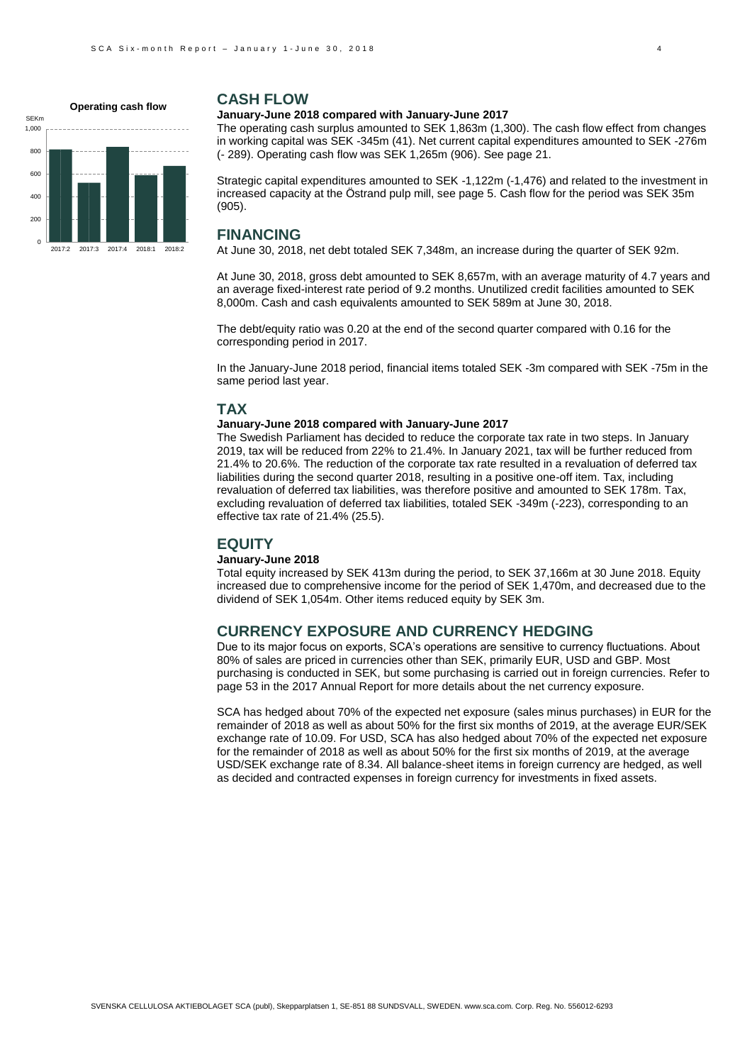**Operating cash flow**

SEKm

## CASH FLOW

**January-June 2018 compared with January-June 2017**

The operating cash surplus amounted to SEK 1,863m (1,300). The cash flow effect from changes in working capital was SEK -345m (41). Net current capital expenditures amounted to SEK -276m (- 289). Operating cash flow was SEK 1,265m (906). See page 21.

Strategic capital expenditures amounted to SEK -1,122m (-1,476) and related to the investment in increased capacity at the Östrand pulp mill, see page 5. Cash flow for the period was SEK 35m (905).

## FINANCING

At June 30, 2018, net debt totaled SEK 7,348m, an increase during the quarter of SEK 92m.

At June 30, 2018, gross debt amounted to SEK 8,657m, with an average maturity of 4.7 years and an average fixed-interest rate period of 9.2 months. Unutilized credit facilities amounted to SEK 8,000m. Cash and cash equivalents amounted to SEK 589m at June 30, 2018.

The debt/equity ratio was 0.20 at the end of the second quarter compared with 0.16 for the corresponding period in 2017.

In the January-June 2018 period, financial items totaled SEK -3m compared with SEK -75m in the same period last year.

## TAX

**January-June 2018 compared with January-June 2017**

The Swedish Parliament has decided to reduce the corporate tax rate in two steps. In January 2019, tax will be reduced from 22% to 21.4%. In January 2021, tax will be further reduced from 21.4% to 20.6%. The reduction of the corporate tax rate resulted in a revaluation of deferred tax liabilities during the second quarter 2018, resulting in a positive one-off item. Tax, including revaluation of deferred tax liabilities, was therefore positive and amounted to SEK 178m. Tax, excluding revaluation of deferred tax liabilities, totaled SEK -349m (-223), corresponding to an effective tax rate of 21.4% (25.5).

## EQUITY

**January-June 2018**

Total equity increased by SEK 413m during the period, to SEK 37,166m at 30 June 2018. Equity increased due to comprehensive income for the period of SEK 1,470m, and decreased due to the dividend of SEK 1,054m. Other items reduced equity by SEK 3m.

## CURRENCY EXPOSURE AND CURRENCY HEDGING

Due to its major focus on exports, SCA's operations are sensitive to currency fluctuations. About 80% of sales are priced in currencies other than SEK, primarily EUR, USD and GBP. Most purchasing is conducted in SEK, but some purchasing is carried out in foreign currencies. Refer to page 53 in the 2017 Annual Report for more details about the net currency exposure.

SCA has hedged about 70% of the expected net exposure (sales minus purchases) in EUR for the remainder of 2018 as well as about 50% for the first six months of 2019, at the average EUR/SEK exchange rate of 10.09. For USD, SCA has also hedged about 70% of the expected net exposure for the remainder of 2018 as well as about 50% for the first six months of 2019, at the average USD/SEK exchange rate of 8.34. All balance-sheet items in foreign currency are hedged, as well as decided and contracted expenses in foreign currency for investments in fixed assets.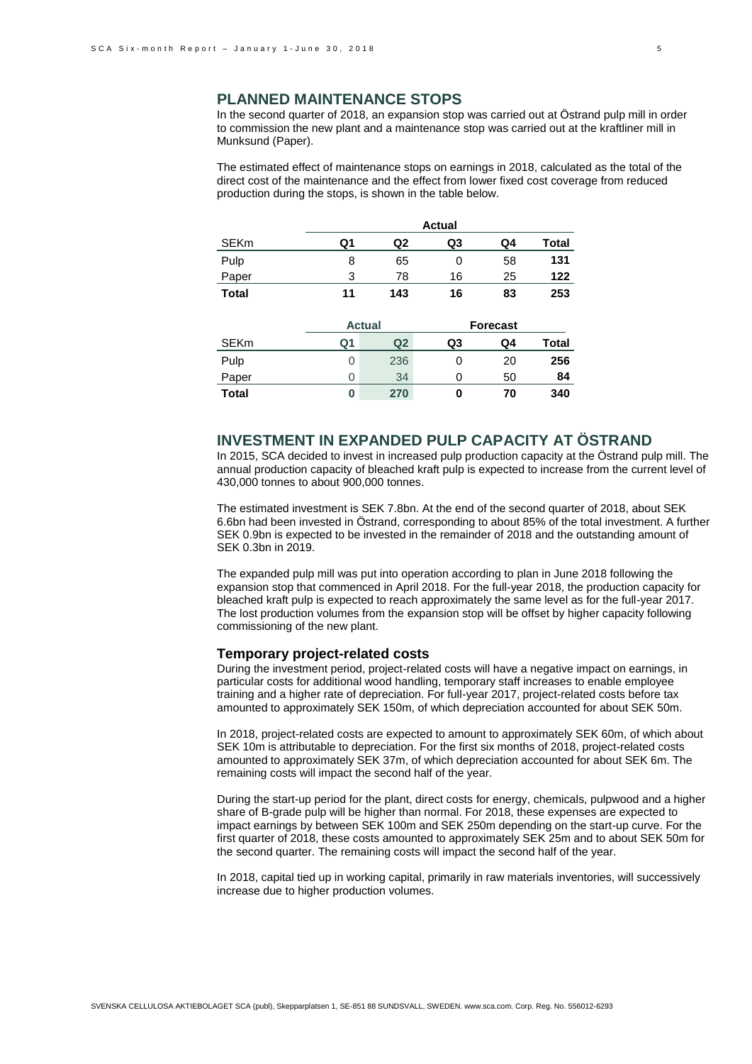## PLANNED MAINTENANCE STOPS

In the second quarter of 2018, an expansion stop was carried out at Östrand pulp mill in order to commission the new plant and a maintenance stop was carried out at the kraftliner mill in Munksund (Paper).

The estimated effect of maintenance stops on earnings in 2018, calculated as the total of the direct cost of the maintenance and the effect from lower fixed cost coverage from reduced production during the stops, is shown in the table below.

| | Actual | | | | |
|---|---|---|---|---|---|
| SEKm | Q1 | Q2 | Q3 | Q4 | Total |
| Pulp | 8 | 65 | 0 | 58 | **131** |
| Paper | 3 | 78 | 16 | 25 | **122** |
| **Total** | **11** | **143** | **16** | **83** | **253** |

| | Actual | | Forecast | | |
|---|---|---|---|---|---|
| SEKm | Q1 | Q2 | Q3 | Q4 | Total |
| Pulp | 0 | 236 | 0 | 20 | **256** |
| Paper | 0 | 34 | 0 | 50 | **84** |
| **Total** | **0** | **270** | **0** | **70** | **340** |

## INVESTMENT IN EXPANDED PULP CAPACITY AT ÖSTRAND

In 2015, SCA decided to invest in increased pulp production capacity at the Östrand pulp mill. The annual production capacity of bleached kraft pulp is expected to increase from the current level of 430,000 tonnes to about 900,000 tonnes.

The estimated investment is SEK 7.8bn. At the end of the second quarter of 2018, about SEK 6.6bn had been invested in Östrand, corresponding to about 85% of the total investment. A further SEK 0.9bn is expected to be invested in the remainder of 2018 and the outstanding amount of SEK 0.3bn in 2019.

The expanded pulp mill was put into operation according to plan in June 2018 following the expansion stop that commenced in April 2018. For the full-year 2018, the production capacity for bleached kraft pulp is expected to reach approximately the same level as for the full-year 2017. The lost production volumes from the expansion stop will be offset by higher capacity following commissioning of the new plant.

### Temporary project-related costs

During the investment period, project-related costs will have a negative impact on earnings, in particular costs for additional wood handling, temporary staff increases to enable employee training and a higher rate of depreciation. For full-year 2017, project-related costs before tax amounted to approximately SEK 150m, of which depreciation accounted for about SEK 50m.

In 2018, project-related costs are expected to amount to approximately SEK 60m, of which about SEK 10m is attributable to depreciation. For the first six months of 2018, project-related costs amounted to approximately SEK 37m, of which depreciation accounted for about SEK 6m. The remaining costs will impact the second half of the year.

During the start-up period for the plant, direct costs for energy, chemicals, pulpwood and a higher share of B-grade pulp will be higher than normal. For 2018, these expenses are expected to impact earnings by between SEK 100m and SEK 250m depending on the start-up curve. For the first quarter of 2018, these costs amounted to approximately SEK 25m and to about SEK 50m for the second quarter. The remaining costs will impact the second half of the year.

In 2018, capital tied up in working capital, primarily in raw materials inventories, will successively increase due to higher production volumes.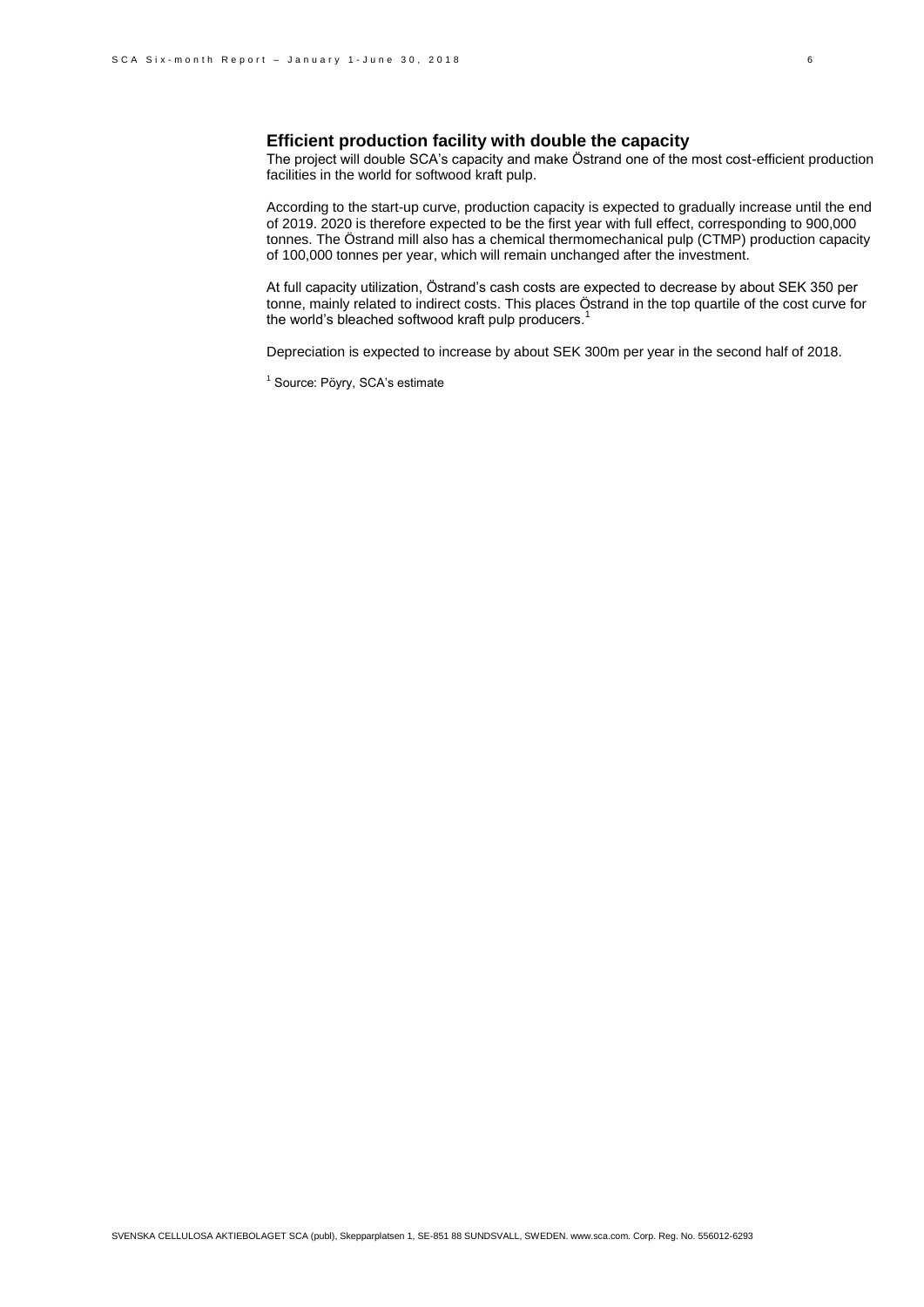### Efficient production facility with double the capacity

The project will double SCA's capacity and make Östrand one of the most cost-efficient production facilities in the world for softwood kraft pulp.

According to the start-up curve, production capacity is expected to gradually increase until the end of 2019. 2020 is therefore expected to be the first year with full effect, corresponding to 900,000 tonnes. The Östrand mill also has a chemical thermomechanical pulp (CTMP) production capacity of 100,000 tonnes per year, which will remain unchanged after the investment.

At full capacity utilization, Östrand's cash costs are expected to decrease by about SEK 350 per tonne, mainly related to indirect costs. This places Östrand in the top quartile of the cost curve for the world's bleached softwood kraft pulp producers.[1]

Depreciation is expected to increase by about SEK 300m per year in the second half of 2018.

[1] Source: Pöyry, SCA's estimate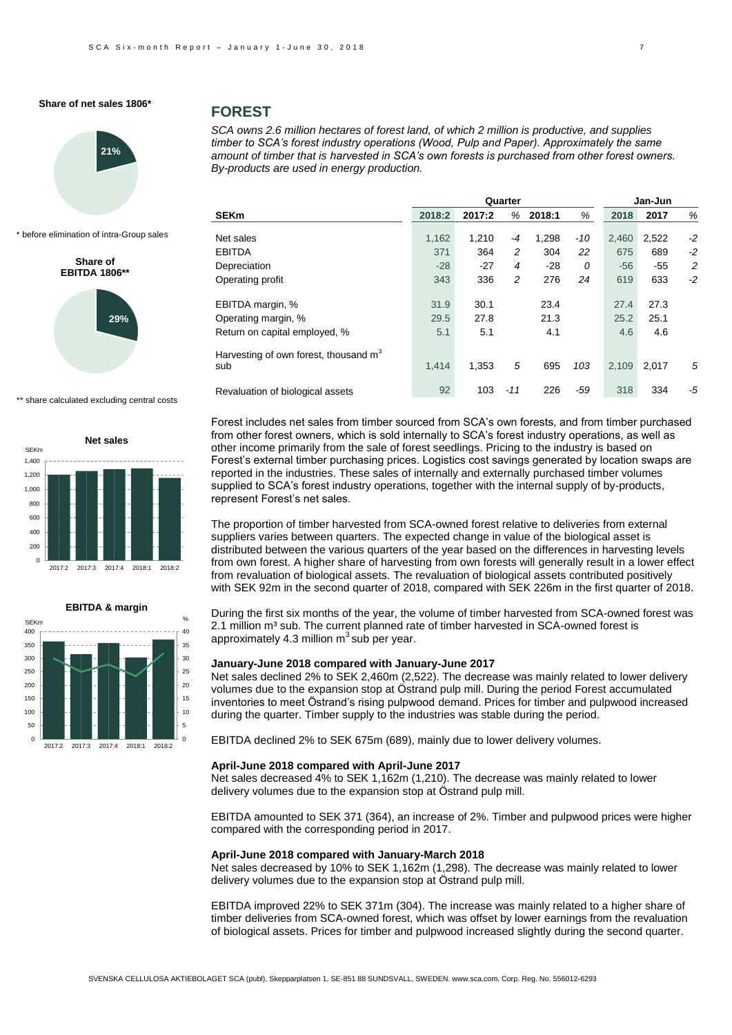**Share of net sales 1806***

21%

\* before elimination of intra-Group sales

**Share of EBITDA 1806****

29%

\*\* share calculated excluding central costs

**Net sales**

**EBITDA & margin**

## FOREST

*SCA owns 2.6 million hectares of forest land, of which 2 million is productive, and supplies timber to SCA's forest industry operations (Wood, Pulp and Paper). Approximately the same amount of timber that is harvested in SCA's own forests is purchased from other forest owners. By-products are used in energy production.*

| | Quarter | | | | | Jan-Jun | | |
|---|---|---|---|---|---|---|---|---|
| **SEKm** | **2018:2** | **2017:2** | **%** | **2018:1** | **%** | **2018** | **2017** | **%** |
| Net sales | 1,162 | 1,210 | -4 | 1,298 | -10 | 2,460 | 2,522 | -2 |
| EBITDA | 371 | 364 | 2 | 304 | 22 | 675 | 689 | -2 |
| Depreciation | -28 | -27 | 4 | -28 | 0 | -56 | -55 | 2 |
| Operating profit | 343 | 336 | 2 | 276 | 24 | 619 | 633 | -2 |
| EBITDA margin, % | 31.9 | 30.1 | | 23.4 | | 27.4 | 27.3 | |
| Operating margin, % | 29.5 | 27.8 | | 21.3 | | 25.2 | 25.1 | |
| Return on capital employed, % | 5.1 | 5.1 | | 4.1 | | 4.6 | 4.6 | |
| Harvesting of own forest, thousand $m^3$ sub | 1,414 | 1,353 | 5 | 695 | 103 | 2,109 | 2,017 | 5 |
| Revaluation of biological assets | 92 | 103 | -11 | 226 | -59 | 318 | 334 | -5 |

Forest includes net sales from timber sourced from SCA's own forests, and from timber purchased from other forest owners, which is sold internally to SCA's forest industry operations, as well as other income primarily from the sale of forest seedlings. Pricing to the industry is based on Forest's external timber purchasing prices. Logistics cost savings generated by location swaps are reported in the industries. These sales of internally and externally purchased timber volumes supplied to SCA's forest industry operations, together with the internal supply of by-products, represent Forest's net sales.

The proportion of timber harvested from SCA-owned forest relative to deliveries from external suppliers varies between quarters. The expected change in value of the biological asset is distributed between the various quarters of the year based on the differences in harvesting levels from own forest. A higher share of harvesting from own forests will generally result in a lower effect from revaluation of biological assets. The revaluation of biological assets contributed positively with SEK 92m in the second quarter of 2018, compared with SEK 226m in the first quarter of 2018.

During the first six months of the year, the volume of timber harvested from SCA-owned forest was 2.1 million $m^3$ sub. The current planned rate of timber harvested in SCA-owned forest is approximately 4.3 million $m^3$ sub per year.

### January-June 2018 compared with January-June 2017

Net sales declined 2% to SEK 2,460m (2,522). The decrease was mainly related to lower delivery volumes due to the expansion stop at Östrand pulp mill. During the period Forest accumulated inventories to meet Östrand's rising pulpwood demand. Prices for timber and pulpwood increased during the quarter. Timber supply to the industries was stable during the period.

EBITDA declined 2% to SEK 675m (689), mainly due to lower delivery volumes.

### April-June 2018 compared with April-June 2017

Net sales decreased 4% to SEK 1,162m (1,210). The decrease was mainly related to lower delivery volumes due to the expansion stop at Östrand pulp mill.

EBITDA amounted to SEK 371 (364), an increase of 2%. Timber and pulpwood prices were higher compared with the corresponding period in 2017.

### April-June 2018 compared with January-March 2018

Net sales decreased by 10% to SEK 1,162m (1,298). The decrease was mainly related to lower delivery volumes due to the expansion stop at Östrand pulp mill.

EBITDA improved 22% to SEK 371m (304). The increase was mainly related to a higher share of timber deliveries from SCA-owned forest, which was offset by lower earnings from the revaluation of biological assets. Prices for timber and pulpwood increased slightly during the second quarter.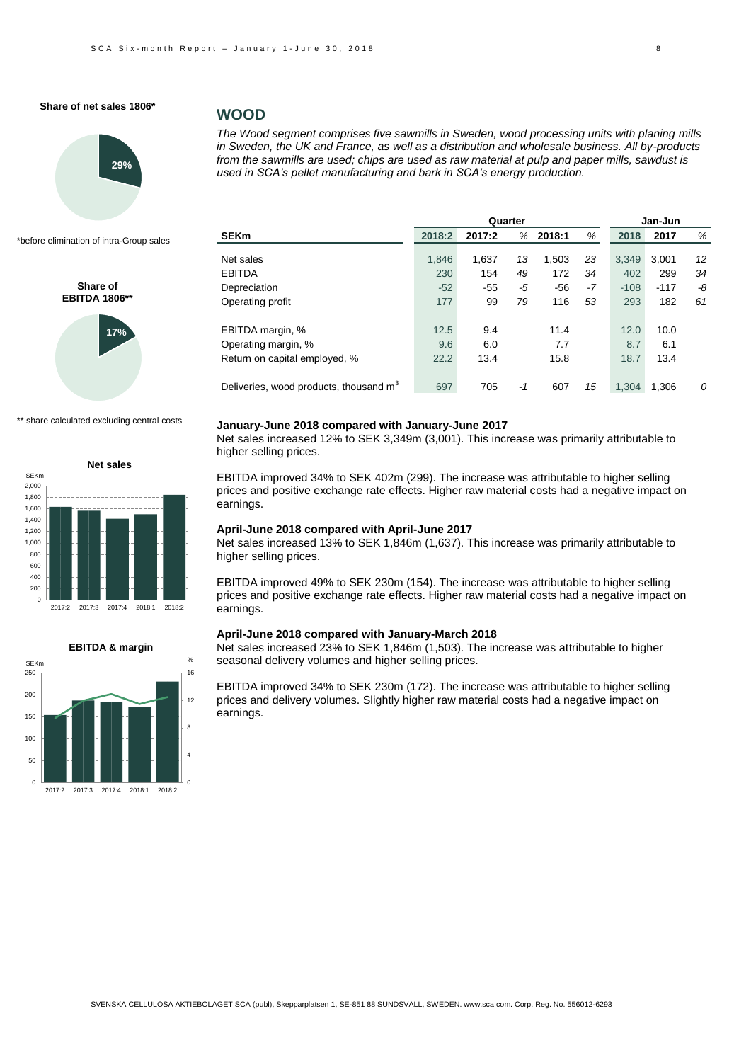**Share of net sales 1806***

29%

*before elimination of intra-Group sales

**Share of EBITDA 1806****

17%

** share calculated excluding central costs

**Net sales**

**EBITDA & margin**

## WOOD

*The Wood segment comprises five sawmills in Sweden, wood processing units with planing mills in Sweden, the UK and France, as well as a distribution and wholesale business. All by-products from the sawmills are used; chips are used as raw material at pulp and paper mills, sawdust is used in SCA's pellet manufacturing and bark in SCA's energy production.*

| | Quarter | | | | | Jan-Jun | | |
|---|---|---|---|---|---|---|---|---|
| **SEKm** | **2018:2** | **2017:2** | *%* | **2018:1** | *%* | **2018** | **2017** | *%* |
| Net sales | 1,846 | 1,637 | *13* | 1,503 | *23* | 3,349 | 3,001 | *12* |
| EBITDA | 230 | 154 | *49* | 172 | *34* | 402 | 299 | *34* |
| Depreciation | -52 | -55 | *-5* | -56 | *-7* | -108 | -117 | *-8* |
| Operating profit | 177 | 99 | *79* | 116 | *53* | 293 | 182 | *61* |
| EBITDA margin, % | 12.5 | 9.4 | | 11.4 | | 12.0 | 10.0 | |
| Operating margin, % | 9.6 | 6.0 | | 7.7 | | 8.7 | 6.1 | |
| Return on capital employed, % | 22.2 | 13.4 | | 15.8 | | 18.7 | 13.4 | |
| Deliveries, wood products, thousand $m^3$ | 697 | 705 | *-1* | 607 | *15* | 1,304 | 1,306 | *0* |

**January-June 2018 compared with January-June 2017**

Net sales increased 12% to SEK 3,349m (3,001). This increase was primarily attributable to higher selling prices.

EBITDA improved 34% to SEK 402m (299). The increase was attributable to higher selling prices and positive exchange rate effects. Higher raw material costs had a negative impact on earnings.

**April-June 2018 compared with April-June 2017**

Net sales increased 13% to SEK 1,846m (1,637). This increase was primarily attributable to higher selling prices.

EBITDA improved 49% to SEK 230m (154). The increase was attributable to higher selling prices and positive exchange rate effects. Higher raw material costs had a negative impact on earnings.

**April-June 2018 compared with January-March 2018**

Net sales increased 23% to SEK 1,846m (1,503). The increase was attributable to higher seasonal delivery volumes and higher selling prices.

EBITDA improved 34% to SEK 230m (172). The increase was attributable to higher selling prices and delivery volumes. Slightly higher raw material costs had a negative impact on earnings.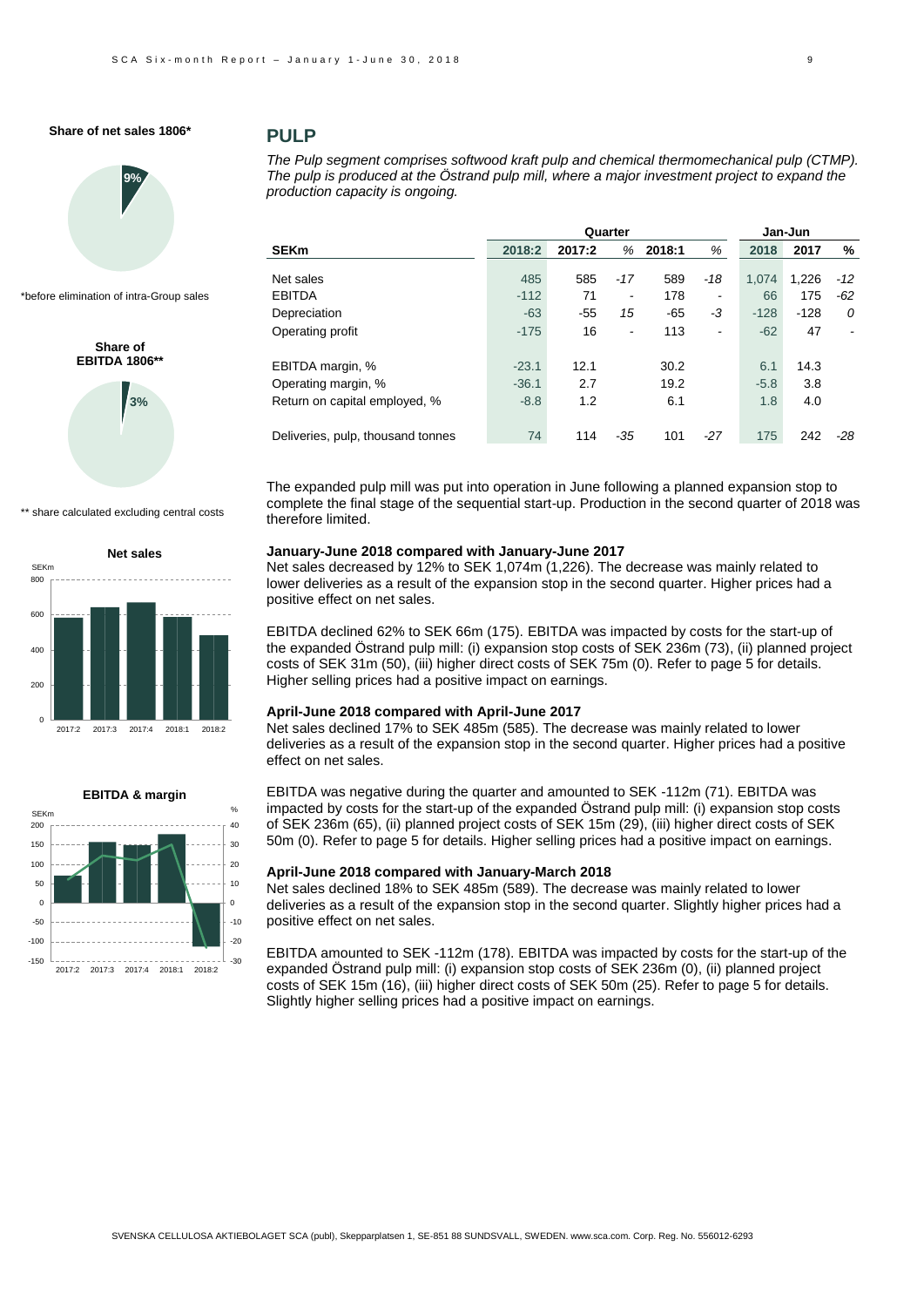**Share of net sales 1806***

9%

*before elimination of intra-Group sales

**Share of EBITDA 1806****

3%

** share calculated excluding central costs

**Net sales**

**EBITDA & margin**

## PULP

*The Pulp segment comprises softwood kraft pulp and chemical thermomechanical pulp (CTMP). The pulp is produced at the Östrand pulp mill, where a major investment project to expand the production capacity is ongoing.*

| SEKm | Quarter | | | | | Jan-Jun | | |
|---|---|---|---|---|---|---|---|---|
| | 2018:2 | 2017:2 | % | 2018:1 | % | 2018 | 2017 | % |
| Net sales | 485 | 585 | -17 | 589 | -18 | 1,074 | 1,226 | -12 |
| EBITDA | -112 | 71 | - | 178 | - | 66 | 175 | -62 |
| Depreciation | -63 | -55 | 15 | -65 | -3 | -128 | -128 | 0 |
| Operating profit | -175 | 16 | - | 113 | - | -62 | 47 | - |
| EBITDA margin, % | -23.1 | 12.1 | | 30.2 | | 6.1 | 14.3 | |
| Operating margin, % | -36.1 | 2.7 | | 19.2 | | -5.8 | 3.8 | |
| Return on capital employed, % | -8.8 | 1.2 | | 6.1 | | 1.8 | 4.0 | |
| Deliveries, pulp, thousand tonnes | 74 | 114 | -35 | 101 | -27 | 175 | 242 | -28 |

The expanded pulp mill was put into operation in June following a planned expansion stop to complete the final stage of the sequential start-up. Production in the second quarter of 2018 was therefore limited.

**January-June 2018 compared with January-June 2017**

Net sales decreased by 12% to SEK 1,074m (1,226). The decrease was mainly related to lower deliveries as a result of the expansion stop in the second quarter. Higher prices had a positive effect on net sales.

EBITDA declined 62% to SEK 66m (175). EBITDA was impacted by costs for the start-up of the expanded Östrand pulp mill: (i) expansion stop costs of SEK 236m (73), (ii) planned project costs of SEK 31m (50), (iii) higher direct costs of SEK 75m (0). Refer to page 5 for details. Higher selling prices had a positive impact on earnings.

**April-June 2018 compared with April-June 2017**

Net sales declined 17% to SEK 485m (585). The decrease was mainly related to lower deliveries as a result of the expansion stop in the second quarter. Higher prices had a positive effect on net sales.

EBITDA was negative during the quarter and amounted to SEK -112m (71). EBITDA was impacted by costs for the start-up of the expanded Östrand pulp mill: (i) expansion stop costs of SEK 236m (65), (ii) planned project costs of SEK 15m (29), (iii) higher direct costs of SEK 50m (0). Refer to page 5 for details. Higher selling prices had a positive impact on earnings.

**April-June 2018 compared with January-March 2018**

Net sales declined 18% to SEK 485m (589). The decrease was mainly related to lower deliveries as a result of the expansion stop in the second quarter. Slightly higher prices had a positive effect on net sales.

EBITDA amounted to SEK -112m (178). EBITDA was impacted by costs for the start-up of the expanded Östrand pulp mill: (i) expansion stop costs of SEK 236m (0), (ii) planned project costs of SEK 15m (16), (iii) higher direct costs of SEK 50m (25). Refer to page 5 for details. Slightly higher selling prices had a positive impact on earnings.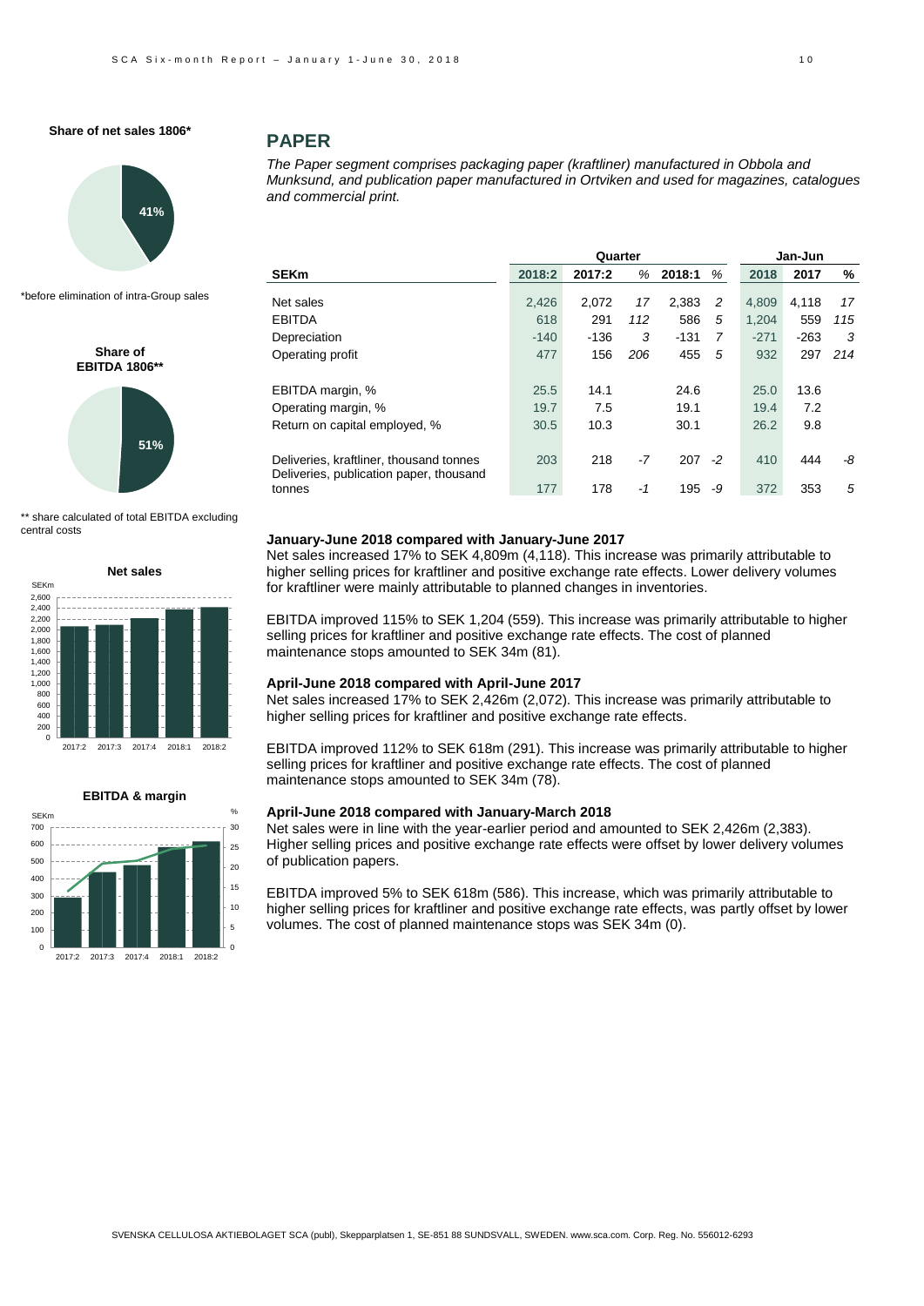**Share of net sales 1806***

41%

*before elimination of intra-Group sales

**Share of EBITDA 1806****

51%

** share calculated of total EBITDA excluding central costs

**Net sales**

**EBITDA & margin**

## PAPER

*The Paper segment comprises packaging paper (kraftliner) manufactured in Obbola and Munksund, and publication paper manufactured in Ortviken and used for magazines, catalogues and commercial print.*

| | Quarter | | | | | Jan-Jun | | |
|---|---|---|---|---|---|---|---|---|
| **SEKm** | **2018:2** | **2017:2** | **%** | **2018:1** | **%** | **2018** | **2017** | **%** |
| Net sales | 2,426 | 2,072 | *17* | 2,383 | *2* | 4,809 | 4,118 | *17* |
| EBITDA | 618 | 291 | *112* | 586 | *5* | 1,204 | 559 | *115* |
| Depreciation | -140 | -136 | *3* | -131 | *7* | -271 | -263 | *3* |
| Operating profit | 477 | 156 | *206* | 455 | *5* | 932 | 297 | *214* |
| EBITDA margin, % | 25.5 | 14.1 | | 24.6 | | 25.0 | 13.6 | |
| Operating margin, % | 19.7 | 7.5 | | 19.1 | | 19.4 | 7.2 | |
| Return on capital employed, % | 30.5 | 10.3 | | 30.1 | | 26.2 | 9.8 | |
| Deliveries, kraftliner, thousand tonnes | 203 | 218 | *-7* | 207 | *-2* | 410 | 444 | *-8* |
| Deliveries, publication paper, thousand tonnes | 177 | 178 | *-1* | 195 | *-9* | 372 | 353 | *5* |

### January-June 2018 compared with January-June 2017

Net sales increased 17% to SEK 4,809m (4,118). This increase was primarily attributable to higher selling prices for kraftliner and positive exchange rate effects. Lower delivery volumes for kraftliner were mainly attributable to planned changes in inventories.

EBITDA improved 115% to SEK 1,204 (559). This increase was primarily attributable to higher selling prices for kraftliner and positive exchange rate effects. The cost of planned maintenance stops amounted to SEK 34m (81).

### April-June 2018 compared with April-June 2017

Net sales increased 17% to SEK 2,426m (2,072). This increase was primarily attributable to higher selling prices for kraftliner and positive exchange rate effects.

EBITDA improved 112% to SEK 618m (291). This increase was primarily attributable to higher selling prices for kraftliner and positive exchange rate effects. The cost of planned maintenance stops amounted to SEK 34m (78).

### April-June 2018 compared with January-March 2018

Net sales were in line with the year-earlier period and amounted to SEK 2,426m (2,383). Higher selling prices and positive exchange rate effects were offset by lower delivery volumes of publication papers.

EBITDA improved 5% to SEK 618m (586). This increase, which was primarily attributable to higher selling prices for kraftliner and positive exchange rate effects, was partly offset by lower volumes. The cost of planned maintenance stops was SEK 34m (0).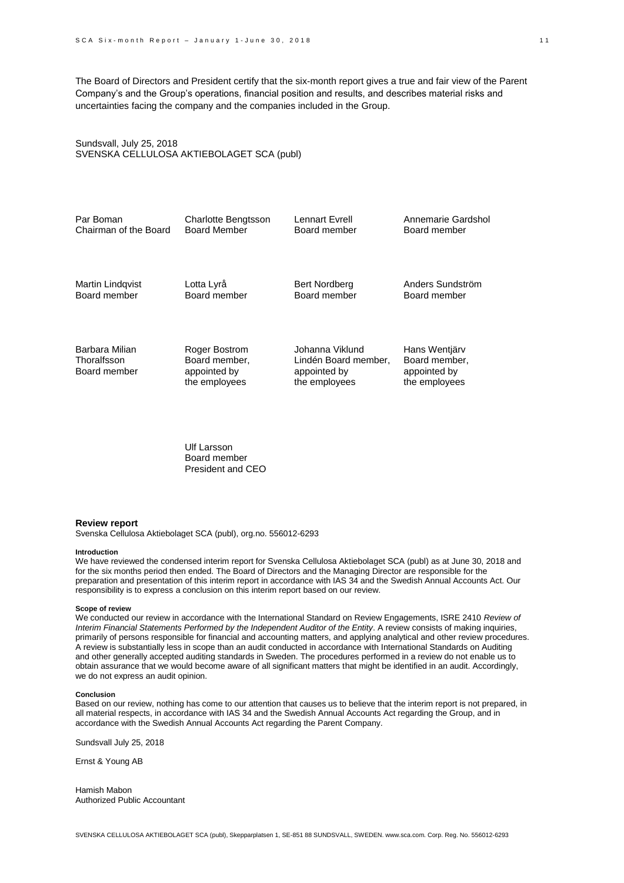The Board of Directors and President certify that the six-month report gives a true and fair view of the Parent Company's and the Group's operations, financial position and results, and describes material risks and uncertainties facing the company and the companies included in the Group.

Sundsvall, July 25, 2018
SVENSKA CELLULOSA AKTIEBOLAGET SCA (publ)

| | | | |
|---|---|---|---|
| Par Boman<br>Chairman of the Board | Charlotte Bengtsson<br>Board Member | Lennart Evrell<br>Board member | Annemarie Gardshol<br>Board member |
| Martin Lindqvist<br>Board member | Lotta Lyrå<br>Board member | Bert Nordberg<br>Board member | Anders Sundström<br>Board member |
| Barbara Milian Thoralfsson<br>Board member | Roger Bostrom<br>Board member, appointed by the employees | Johanna Viklund Lindén Board member, appointed by the employees | Hans Wentjärv<br>Board member, appointed by the employees |

Ulf Larsson
Board member
President and CEO

## Review report

Svenska Cellulosa Aktiebolaget SCA (publ), org.no. 556012-6293

#### Introduction

We have reviewed the condensed interim report for Svenska Cellulosa Aktiebolaget SCA (publ) as at June 30, 2018 and for the six months period then ended. The Board of Directors and the Managing Director are responsible for the preparation and presentation of this interim report in accordance with IAS 34 and the Swedish Annual Accounts Act. Our responsibility is to express a conclusion on this interim report based on our review.

#### Scope of review

We conducted our review in accordance with the International Standard on Review Engagements, ISRE 2410 *Review of Interim Financial Statements Performed by the Independent Auditor of the Entity*. A review consists of making inquiries, primarily of persons responsible for financial and accounting matters, and applying analytical and other review procedures. A review is substantially less in scope than an audit conducted in accordance with International Standards on Auditing and other generally accepted auditing standards in Sweden. The procedures performed in a review do not enable us to obtain assurance that we would become aware of all significant matters that might be identified in an audit. Accordingly, we do not express an audit opinion.

#### Conclusion

Based on our review, nothing has come to our attention that causes us to believe that the interim report is not prepared, in all material respects, in accordance with IAS 34 and the Swedish Annual Accounts Act regarding the Group, and in accordance with the Swedish Annual Accounts Act regarding the Parent Company.

Sundsvall July 25, 2018

Ernst & Young AB

Hamish Mabon
Authorized Public Accountant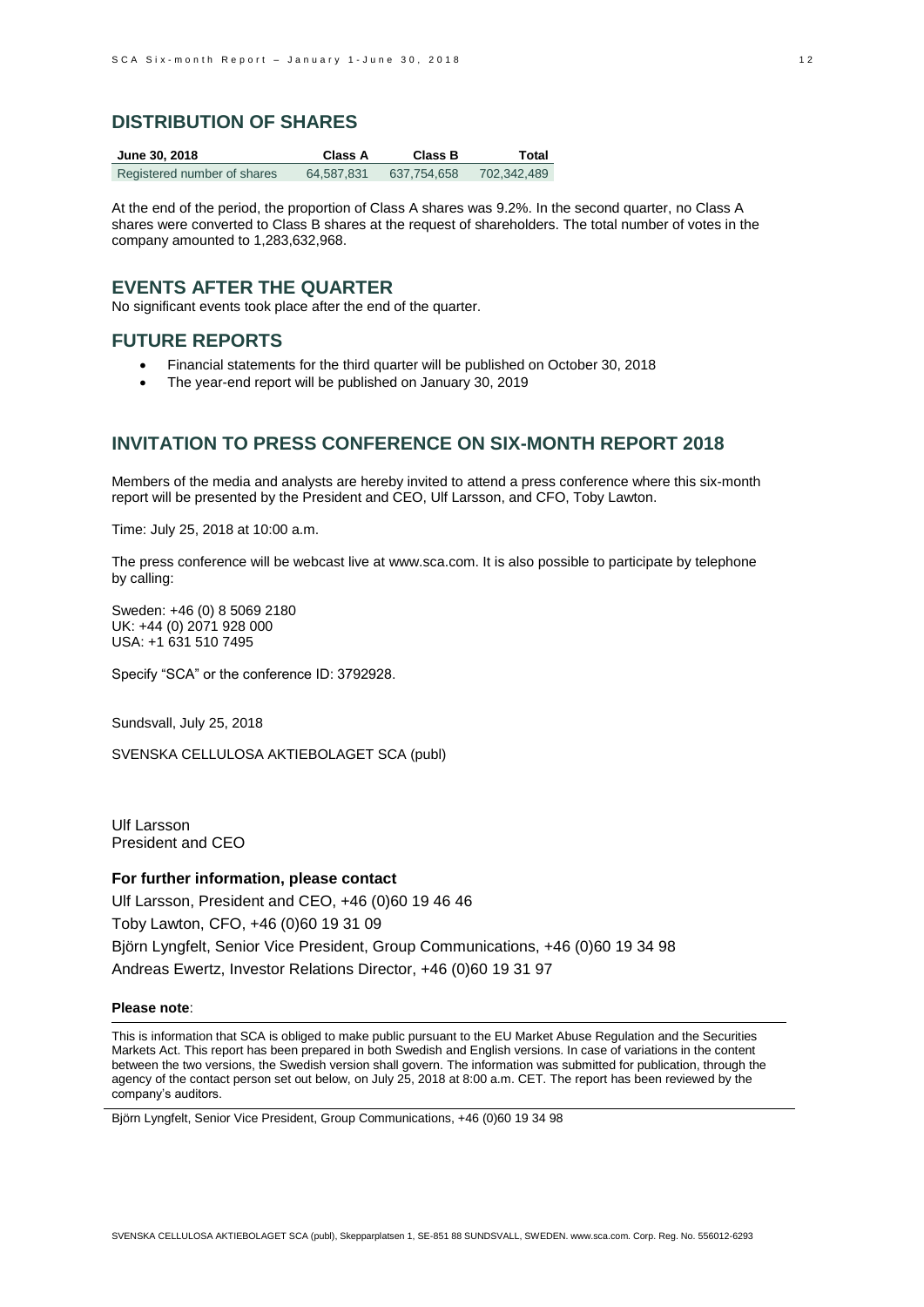## DISTRIBUTION OF SHARES

| June 30, 2018 | Class A | Class B | Total |
|---|---|---|---|
| Registered number of shares | 64,587,831 | 637,754,658 | 702,342,489 |

At the end of the period, the proportion of Class A shares was 9.2%. In the second quarter, no Class A shares were converted to Class B shares at the request of shareholders. The total number of votes in the company amounted to 1,283,632,968.

## EVENTS AFTER THE QUARTER

No significant events took place after the end of the quarter.

## FUTURE REPORTS

- Financial statements for the third quarter will be published on October 30, 2018
- The year-end report will be published on January 30, 2019

## INVITATION TO PRESS CONFERENCE ON SIX-MONTH REPORT 2018

Members of the media and analysts are hereby invited to attend a press conference where this six-month report will be presented by the President and CEO, Ulf Larsson, and CFO, Toby Lawton.

Time: July 25, 2018 at 10:00 a.m.

The press conference will be webcast live at www.sca.com. It is also possible to participate by telephone by calling:

Sweden: +46 (0) 8 5069 2180
UK: +44 (0) 2071 928 000
USA: +1 631 510 7495

Specify "SCA" or the conference ID: 3792928.

Sundsvall, July 25, 2018

SVENSKA CELLULOSA AKTIEBOLAGET SCA (publ)

Ulf Larsson
President and CEO

**For further information, please contact**

Ulf Larsson, President and CEO, +46 (0)60 19 46 46
Toby Lawton, CFO, +46 (0)60 19 31 09
Björn Lyngfelt, Senior Vice President, Group Communications, +46 (0)60 19 34 98
Andreas Ewertz, Investor Relations Director, +46 (0)60 19 31 97

**Please note**:

This is information that SCA is obliged to make public pursuant to the EU Market Abuse Regulation and the Securities Markets Act. This report has been prepared in both Swedish and English versions. In case of variations in the content between the two versions, the Swedish version shall govern. The information was submitted for publication, through the agency of the contact person set out below, on July 25, 2018 at 8:00 a.m. CET. The report has been reviewed by the company's auditors.

Björn Lyngfelt, Senior Vice President, Group Communications, +46 (0)60 19 34 98

SVENSKA CELLULOSA AKTIEBOLAGET SCA (publ), Skepparplatsen 1, SE-851 88 SUNDSVALL, SWEDEN. www.sca.com. Corp. Reg. No. 556012-6293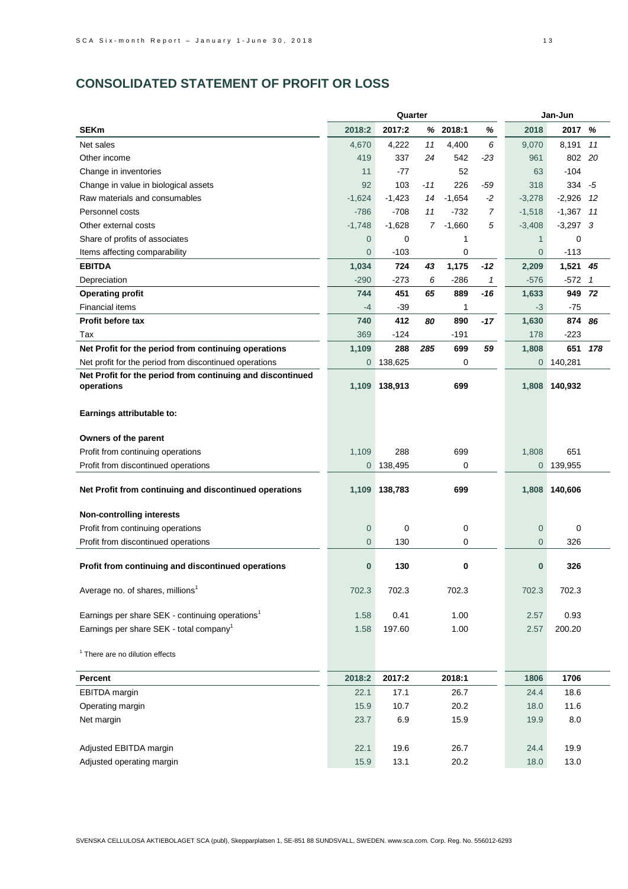## CONSOLIDATED STATEMENT OF PROFIT OR LOSS

| | Quarter | | | | | Jan-Jun | | |
|---|---|---|---|---|---|---|---|---|
| **SEKm** | **2018:2** | **2017:2** | **%** | **2018:1** | **%** | **2018** | **2017** | **%** |
| Net sales | 4,670 | 4,222 | *11* | 4,400 | *6* | 9,070 | 8,191 | *11* |
| Other income | 419 | 337 | *24* | 542 | *-23* | 961 | 802 | *20* |
| Change in inventories | 11 | -77 | | 52 | | 63 | -104 | |
| Change in value in biological assets | 92 | 103 | *-11* | 226 | *-59* | 318 | 334 | *-5* |
| Raw materials and consumables | -1,624 | -1,423 | *14* | -1,654 | *-2* | -3,278 | -2,926 | *12* |
| Personnel costs | -786 | -708 | *11* | -732 | *7* | -1,518 | -1,367 | *11* |
| Other external costs | -1,748 | -1,628 | *7* | -1,660 | *5* | -3,408 | -3,297 | *3* |
| Share of profits of associates | 0 | 0 | | 1 | | 1 | 0 | |
| Items affecting comparability | 0 | -103 | | 0 | | 0 | -113 | |
| **EBITDA** | **1,034** | **724** | ***43*** | **1,175** | ***-12*** | **2,209** | **1,521** | ***45*** |
| Depreciation | -290 | -273 | *6* | -286 | *1* | -576 | -572 | *1* |
| **Operating profit** | **744** | **451** | ***65*** | **889** | ***-16*** | **1,633** | **949** | ***72*** |
| Financial items | -4 | -39 | | 1 | | -3 | -75 | |
| **Profit before tax** | **740** | **412** | ***80*** | **890** | ***-17*** | **1,630** | **874** | ***86*** |
| Tax | 369 | -124 | | -191 | | 178 | -223 | |
| **Net Profit for the period from continuing operations** | **1,109** | **288** | ***285*** | **699** | ***59*** | **1,808** | **651** | ***178*** |
| Net profit for the period from discontinued operations | 0 | 138,625 | | 0 | | 0 | 140,281 | |
| **Net Profit for the period from continuing and discontinued operations** | **1,109** | **138,913** | | **699** | | **1,808** | **140,932** | |
| | | | | | | | | |
| **Earnings attributable to:** | | | | | | | | |
| | | | | | | | | |
| **Owners of the parent** | | | | | | | | |
| Profit from continuing operations | 1,109 | 288 | | 699 | | 1,808 | 651 | |
| Profit from discontinued operations | 0 | 138,495 | | 0 | | 0 | 139,955 | |
| **Net Profit from continuing and discontinued operations** | **1,109** | **138,783** | | **699** | | **1,808** | **140,606** | |
| | | | | | | | | |
| **Non-controlling interests** | | | | | | | | |
| Profit from continuing operations | 0 | 0 | | 0 | | 0 | 0 | |
| Profit from discontinued operations | 0 | 130 | | 0 | | 0 | 326 | |
| **Profit from continuing and discontinued operations** | **0** | **130** | | **0** | | **0** | **326** | |
| | | | | | | | | |
| Average no. of shares, millions[1] | 702.3 | 702.3 | | 702.3 | | 702.3 | 702.3 | |
| | | | | | | | | |
| Earnings per share SEK - continuing operations[1] | 1.58 | 0.41 | | 1.00 | | 2.57 | 0.93 | |
| Earnings per share SEK - total company[1] | 1.58 | 197.60 | | 1.00 | | 2.57 | 200.20 | |

[1] There are no dilution effects

| **Percent** | **2018:2** | **2017:2** | **2018:1** | **1806** | **1706** |
|---|---|---|---|---|---|
| EBITDA margin | 22.1 | 17.1 | 26.7 | 24.4 | 18.6 |
| Operating margin | 15.9 | 10.7 | 20.2 | 18.0 | 11.6 |
| Net margin | 23.7 | 6.9 | 15.9 | 19.9 | 8.0 |
| | | | | | |
| Adjusted EBITDA margin | 22.1 | 19.6 | 26.7 | 24.4 | 19.9 |
| Adjusted operating margin | 15.9 | 13.1 | 20.2 | 18.0 | 13.0 |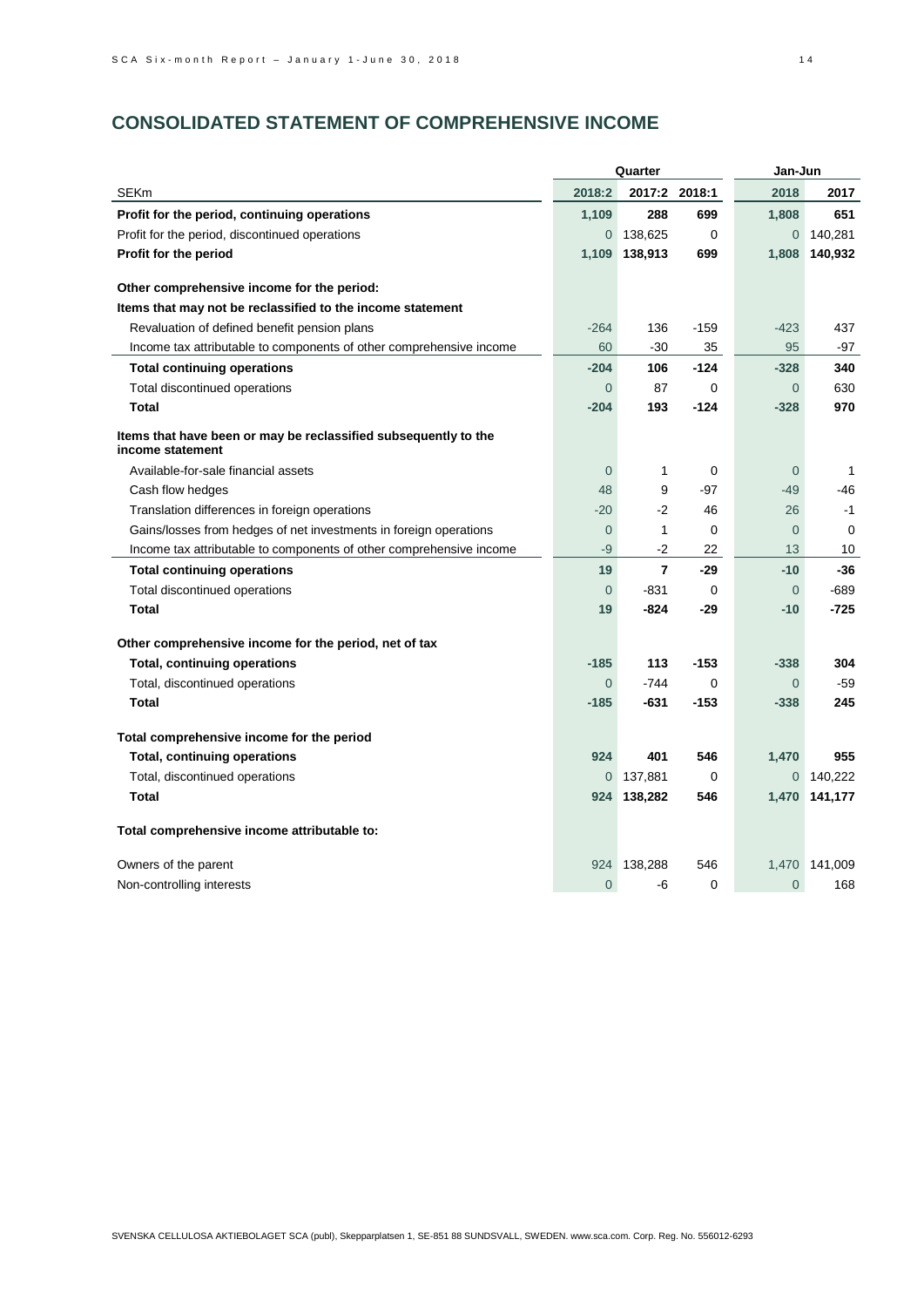## CONSOLIDATED STATEMENT OF COMPREHENSIVE INCOME

| | Quarter | | | Jan-Jun | |
|---|---|---|---|---|---|
| SEKm | 2018:2 | 2017:2 | 2018:1 | 2018 | 2017 |
| **Profit for the period, continuing operations** | **1,109** | **288** | **699** | **1,808** | **651** |
| Profit for the period, discontinued operations | 0 | 138,625 | 0 | 0 | 140,281 |
| **Profit for the period** | **1,109** | **138,913** | **699** | **1,808** | **140,932** |
| | | | | | |
| **Other comprehensive income for the period:** | | | | | |
| **Items that may not be reclassified to the income statement** | | | | | |
| Revaluation of defined benefit pension plans | -264 | 136 | -159 | -423 | 437 |
| Income tax attributable to components of other comprehensive income | 60 | -30 | 35 | 95 | -97 |
| **Total continuing operations** | **-204** | **106** | **-124** | **-328** | **340** |
| Total discontinued operations | 0 | 87 | 0 | 0 | 630 |
| **Total** | **-204** | **193** | **-124** | **-328** | **970** |
| | | | | | |
| **Items that have been or may be reclassified subsequently to the income statement** | | | | | |
| Available-for-sale financial assets | 0 | 1 | 0 | 0 | 1 |
| Cash flow hedges | 48 | 9 | -97 | -49 | -46 |
| Translation differences in foreign operations | -20 | -2 | 46 | 26 | -1 |
| Gains/losses from hedges of net investments in foreign operations | 0 | 1 | 0 | 0 | 0 |
| Income tax attributable to components of other comprehensive income | -9 | -2 | 22 | 13 | 10 |
| **Total continuing operations** | **19** | **7** | **-29** | **-10** | **-36** |
| Total discontinued operations | 0 | -831 | 0 | 0 | -689 |
| **Total** | **19** | **-824** | **-29** | **-10** | **-725** |
| | | | | | |
| **Other comprehensive income for the period, net of tax** | | | | | |
| **Total, continuing operations** | **-185** | **113** | **-153** | **-338** | **304** |
| Total, discontinued operations | 0 | -744 | 0 | 0 | -59 |
| **Total** | **-185** | **-631** | **-153** | **-338** | **245** |
| | | | | | |
| **Total comprehensive income for the period** | | | | | |
| **Total, continuing operations** | **924** | **401** | **546** | **1,470** | **955** |
| Total, discontinued operations | 0 | 137,881 | 0 | 0 | 140,222 |
| **Total** | **924** | **138,282** | **546** | **1,470** | **141,177** |
| | | | | | |
| **Total comprehensive income attributable to:** | | | | | |
| Owners of the parent | 924 | 138,288 | 546 | 1,470 | 141,009 |
| Non-controlling interests | 0 | -6 | 0 | 0 | 168 |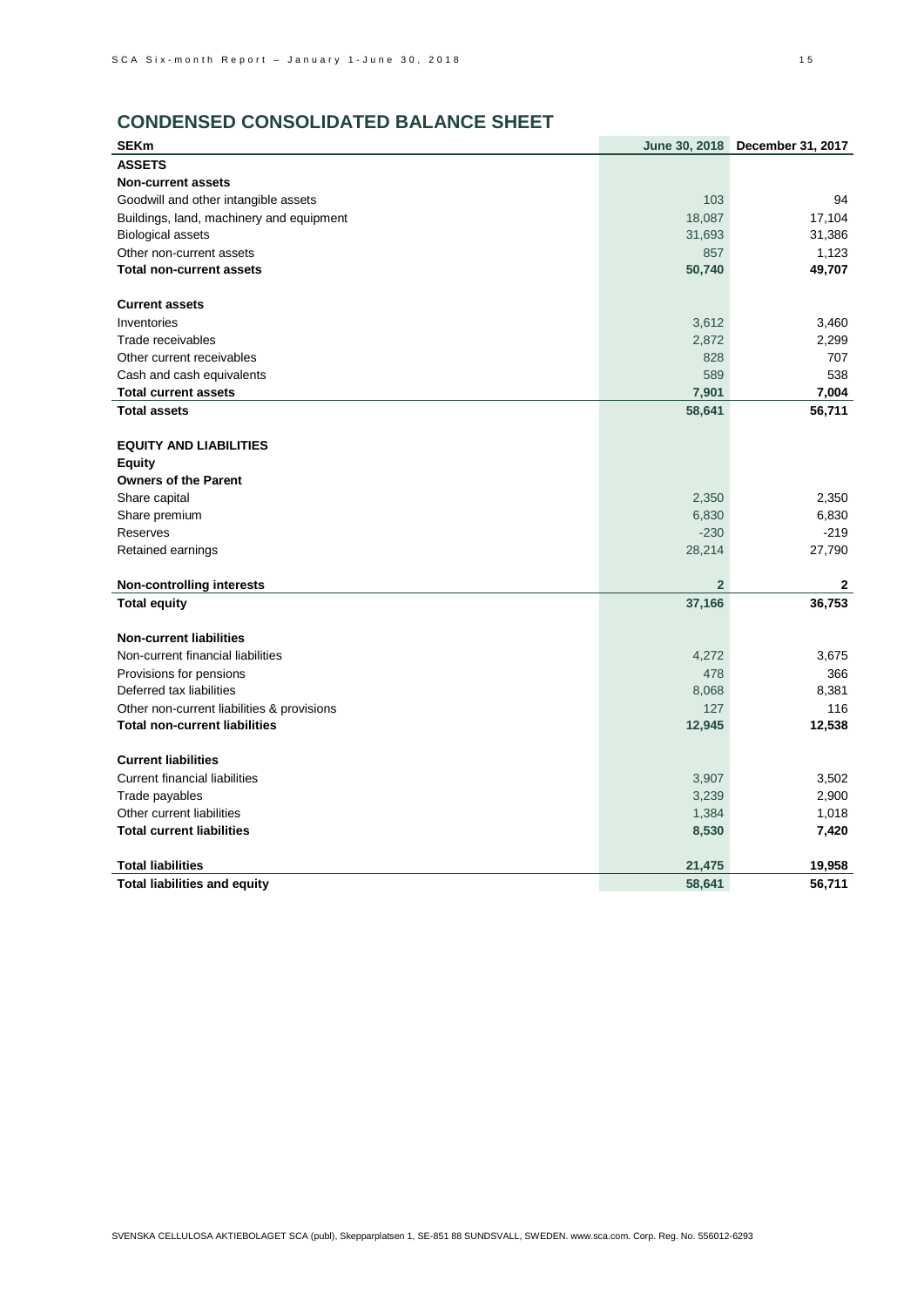## CONDENSED CONSOLIDATED BALANCE SHEET

| SEKm | June 30, 2018 | December 31, 2017 |
|---|---|---|
| **ASSETS** | | |
| **Non-current assets** | | |
| Goodwill and other intangible assets | 103 | 94 |
| Buildings, land, machinery and equipment | 18,087 | 17,104 |
| Biological assets | 31,693 | 31,386 |
| Other non-current assets | 857 | 1,123 |
| **Total non-current assets** | **50,740** | **49,707** |
| | | |
| **Current assets** | | |
| Inventories | 3,612 | 3,460 |
| Trade receivables | 2,872 | 2,299 |
| Other current receivables | 828 | 707 |
| Cash and cash equivalents | 589 | 538 |
| **Total current assets** | **7,901** | **7,004** |
| **Total assets** | **58,641** | **56,711** |
| | | |
| **EQUITY AND LIABILITIES** | | |
| **Equity** | | |
| **Owners of the Parent** | | |
| Share capital | 2,350 | 2,350 |
| Share premium | 6,830 | 6,830 |
| Reserves | -230 | -219 |
| Retained earnings | 28,214 | 27,790 |
| | | |
| **Non-controlling interests** | **2** | **2** |
| **Total equity** | **37,166** | **36,753** |
| | | |
| **Non-current liabilities** | | |
| Non-current financial liabilities | 4,272 | 3,675 |
| Provisions for pensions | 478 | 366 |
| Deferred tax liabilities | 8,068 | 8,381 |
| Other non-current liabilities & provisions | 127 | 116 |
| **Total non-current liabilities** | **12,945** | **12,538** |
| | | |
| **Current liabilities** | | |
| Current financial liabilities | 3,907 | 3,502 |
| Trade payables | 3,239 | 2,900 |
| Other current liabilities | 1,384 | 1,018 |
| **Total current liabilities** | **8,530** | **7,420** |
| | | |
| **Total liabilities** | **21,475** | **19,958** |
| **Total liabilities and equity** | **58,641** | **56,711** |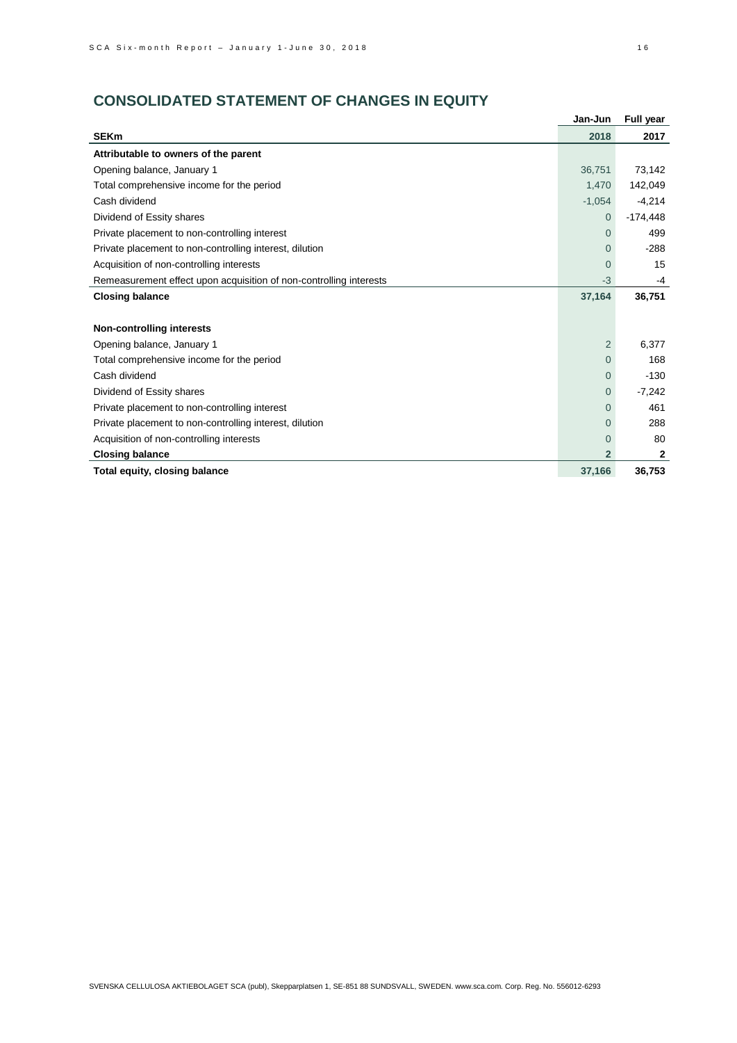## CONSOLIDATED STATEMENT OF CHANGES IN EQUITY

| | Jan-Jun | Full year |
|---|---|---|
| **SEKm** | **2018** | **2017** |
| **Attributable to owners of the parent** | | |
| Opening balance, January 1 | 36,751 | 73,142 |
| Total comprehensive income for the period | 1,470 | 142,049 |
| Cash dividend | -1,054 | -4,214 |
| Dividend of Essity shares | 0 | -174,448 |
| Private placement to non-controlling interest | 0 | 499 |
| Private placement to non-controlling interest, dilution | 0 | -288 |
| Acquisition of non-controlling interests | 0 | 15 |
| Remeasurement effect upon acquisition of non-controlling interests | -3 | -4 |
| **Closing balance** | **37,164** | **36,751** |
| | | |
| **Non-controlling interests** | | |
| Opening balance, January 1 | 2 | 6,377 |
| Total comprehensive income for the period | 0 | 168 |
| Cash dividend | 0 | -130 |
| Dividend of Essity shares | 0 | -7,242 |
| Private placement to non-controlling interest | 0 | 461 |
| Private placement to non-controlling interest, dilution | 0 | 288 |
| Acquisition of non-controlling interests | 0 | 80 |
| **Closing balance** | **2** | **2** |
| **Total equity, closing balance** | **37,166** | **36,753** |

SVENSKA CELLULOSA AKTIEBOLAGET SCA (publ), Skepparplatsen 1, SE-851 88 SUNDSVALL, SWEDEN. www.sca.com. Corp. Reg. No. 556012-6293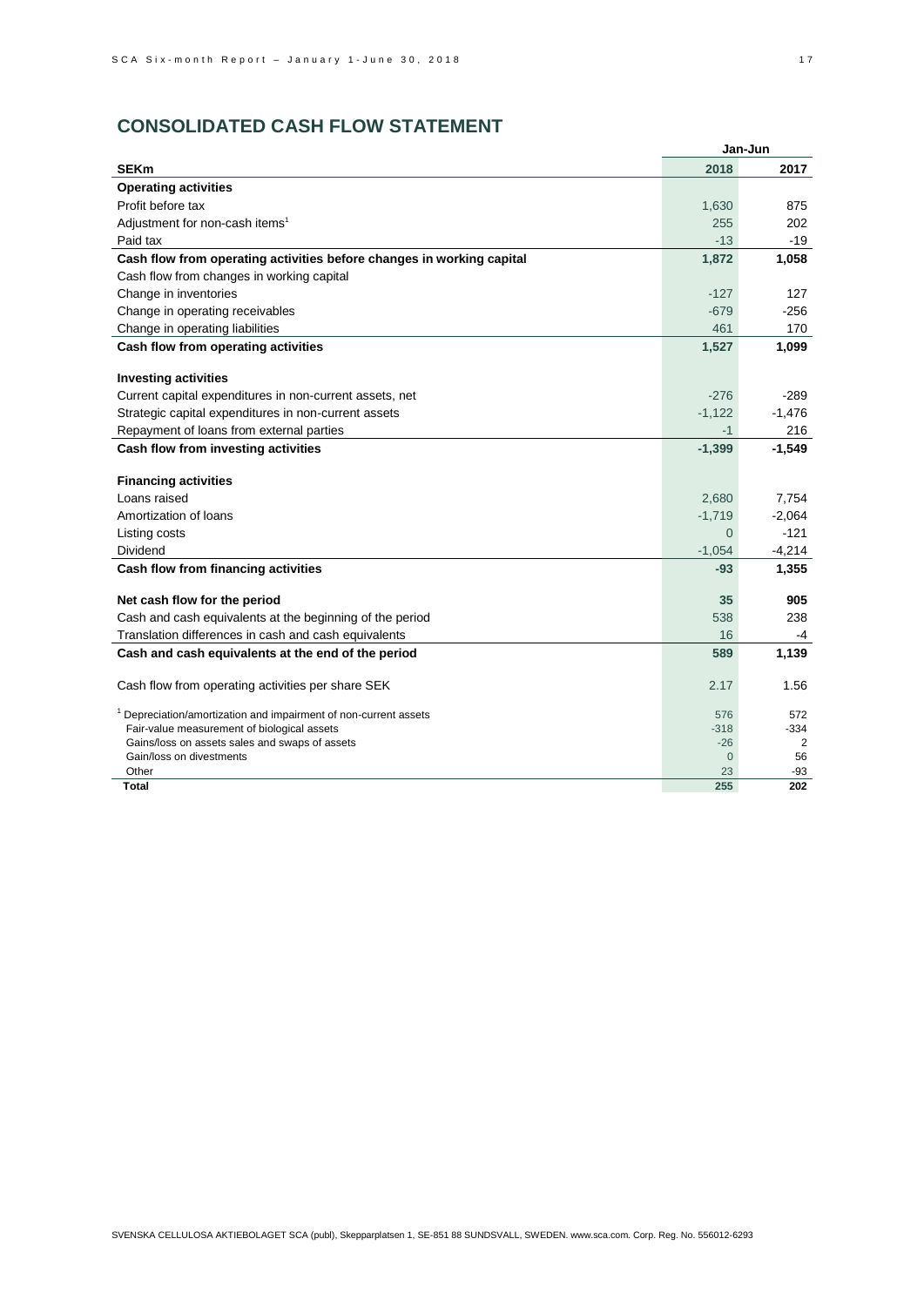## CONSOLIDATED CASH FLOW STATEMENT

| | Jan-Jun | |
|---|---|---|
| **SEKm** | **2018** | **2017** |
| **Operating activities** | | |
| Profit before tax | 1,630 | 875 |
| Adjustment for non-cash items[1] | 255 | 202 |
| Paid tax | -13 | -19 |
| **Cash flow from operating activities before changes in working capital** | **1,872** | **1,058** |
| Cash flow from changes in working capital | | |
| Change in inventories | -127 | 127 |
| Change in operating receivables | -679 | -256 |
| Change in operating liabilities | 461 | 170 |
| **Cash flow from operating activities** | **1,527** | **1,099** |
| | | |
| **Investing activities** | | |
| Current capital expenditures in non-current assets, net | -276 | -289 |
| Strategic capital expenditures in non-current assets | -1,122 | -1,476 |
| Repayment of loans from external parties | -1 | 216 |
| **Cash flow from investing activities** | **-1,399** | **-1,549** |
| | | |
| **Financing activities** | | |
| Loans raised | 2,680 | 7,754 |
| Amortization of loans | -1,719 | -2,064 |
| Listing costs | 0 | -121 |
| Dividend | -1,054 | -4,214 |
| **Cash flow from financing activities** | **-93** | **1,355** |
| | | |
| **Net cash flow for the period** | **35** | **905** |
| Cash and cash equivalents at the beginning of the period | 538 | 238 |
| Translation differences in cash and cash equivalents | 16 | -4 |
| **Cash and cash equivalents at the end of the period** | **589** | **1,139** |
| | | |
| Cash flow from operating activities per share SEK | 2.17 | 1.56 |
| | | |
| [1] Depreciation/amortization and impairment of non-current assets | 576 | 572 |
| Fair-value measurement of biological assets | -318 | -334 |
| Gains/loss on assets sales and swaps of assets | -26 | 2 |
| Gain/loss on divestments | 0 | 56 |
| Other | 23 | -93 |
| **Total** | **255** | **202** |

SVENSKA CELLULOSA AKTIEBOLAGET SCA (publ), Skepparplatsen 1, SE-851 88 SUNDSVALL, SWEDEN. www.sca.com. Corp. Reg. No. 556012-6293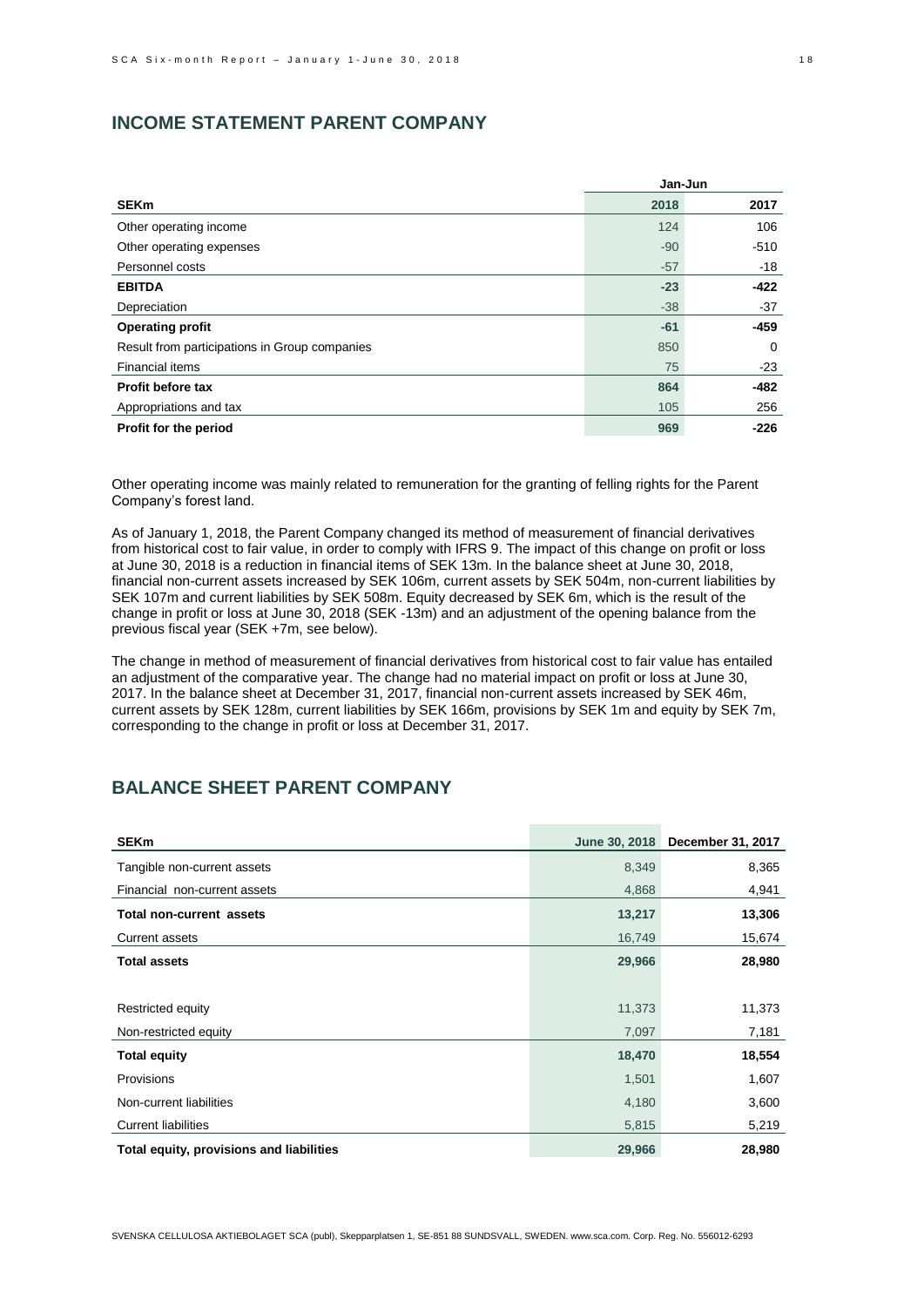## INCOME STATEMENT PARENT COMPANY

| SEKm | Jan-Jun 2018 | Jan-Jun 2017 |
|---|---|---|
| Other operating income | 124 | 106 |
| Other operating expenses | -90 | -510 |
| Personnel costs | -57 | -18 |
| **EBITDA** | **-23** | **-422** |
| Depreciation | -38 | -37 |
| **Operating profit** | **-61** | **-459** |
| Result from participations in Group companies | 850 | 0 |
| Financial items | 75 | -23 |
| **Profit before tax** | **864** | **-482** |
| Appropriations and tax | 105 | 256 |
| **Profit for the period** | **969** | **-226** |

Other operating income was mainly related to remuneration for the granting of felling rights for the Parent Company's forest land.

As of January 1, 2018, the Parent Company changed its method of measurement of financial derivatives from historical cost to fair value, in order to comply with IFRS 9. The impact of this change on profit or loss at June 30, 2018 is a reduction in financial items of SEK 13m. In the balance sheet at June 30, 2018, financial non-current assets increased by SEK 106m, current assets by SEK 504m, non-current liabilities by SEK 107m and current liabilities by SEK 508m. Equity decreased by SEK 6m, which is the result of the change in profit or loss at June 30, 2018 (SEK -13m) and an adjustment of the opening balance from the previous fiscal year (SEK +7m, see below).

The change in method of measurement of financial derivatives from historical cost to fair value has entailed an adjustment of the comparative year. The change had no material impact on profit or loss at June 30, 2017. In the balance sheet at December 31, 2017, financial non-current assets increased by SEK 46m, current assets by SEK 128m, current liabilities by SEK 166m, provisions by SEK 1m and equity by SEK 7m, corresponding to the change in profit or loss at December 31, 2017.

## BALANCE SHEET PARENT COMPANY

| SEKm | June 30, 2018 | December 31, 2017 |
|---|---|---|
| Tangible non-current assets | 8,349 | 8,365 |
| Financial non-current assets | 4,868 | 4,941 |
| **Total non-current assets** | **13,217** | **13,306** |
| Current assets | 16,749 | 15,674 |
| **Total assets** | **29,966** | **28,980** |
| | | |
| Restricted equity | 11,373 | 11,373 |
| Non-restricted equity | 7,097 | 7,181 |
| **Total equity** | **18,470** | **18,554** |
| Provisions | 1,501 | 1,607 |
| Non-current liabilities | 4,180 | 3,600 |
| Current liabilities | 5,815 | 5,219 |
| **Total equity, provisions and liabilities** | **29,966** | **28,980** |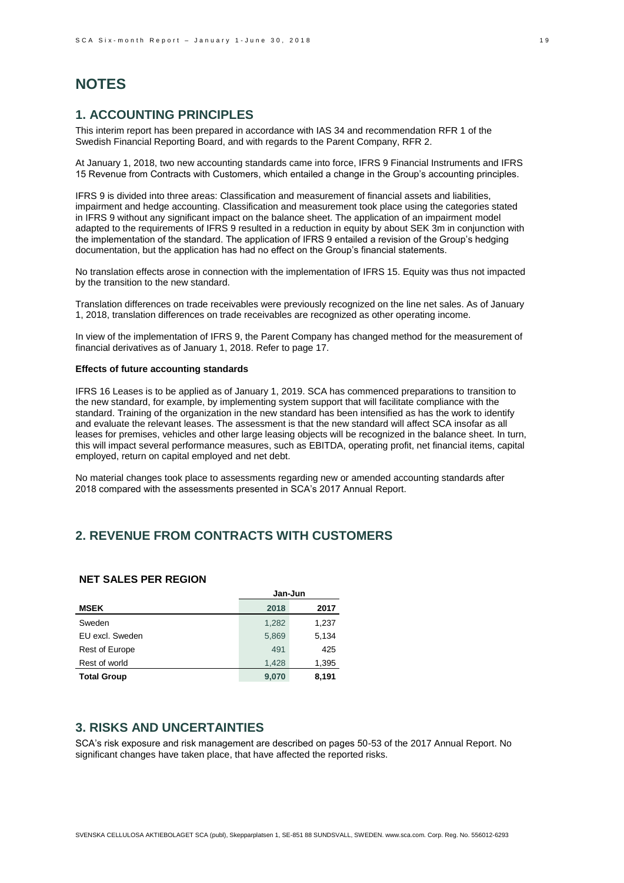# NOTES

## 1. ACCOUNTING PRINCIPLES

This interim report has been prepared in accordance with IAS 34 and recommendation RFR 1 of the Swedish Financial Reporting Board, and with regards to the Parent Company, RFR 2.

At January 1, 2018, two new accounting standards came into force, IFRS 9 Financial Instruments and IFRS 15 Revenue from Contracts with Customers, which entailed a change in the Group's accounting principles.

IFRS 9 is divided into three areas: Classification and measurement of financial assets and liabilities, impairment and hedge accounting. Classification and measurement took place using the categories stated in IFRS 9 without any significant impact on the balance sheet. The application of an impairment model adapted to the requirements of IFRS 9 resulted in a reduction in equity by about SEK 3m in conjunction with the implementation of the standard. The application of IFRS 9 entailed a revision of the Group's hedging documentation, but the application has had no effect on the Group's financial statements.

No translation effects arose in connection with the implementation of IFRS 15. Equity was thus not impacted by the transition to the new standard.

Translation differences on trade receivables were previously recognized on the line net sales. As of January 1, 2018, translation differences on trade receivables are recognized as other operating income.

In view of the implementation of IFRS 9, the Parent Company has changed method for the measurement of financial derivatives as of January 1, 2018. Refer to page 17.

**Effects of future accounting standards**

IFRS 16 Leases is to be applied as of January 1, 2019. SCA has commenced preparations to transition to the new standard, for example, by implementing system support that will facilitate compliance with the standard. Training of the organization in the new standard has been intensified as has the work to identify and evaluate the relevant leases. The assessment is that the new standard will affect SCA insofar as all leases for premises, vehicles and other large leasing objects will be recognized in the balance sheet. In turn, this will impact several performance measures, such as EBITDA, operating profit, net financial items, capital employed, return on capital employed and net debt.

No material changes took place to assessments regarding new or amended accounting standards after 2018 compared with the assessments presented in SCA's 2017 Annual Report.

## 2. REVENUE FROM CONTRACTS WITH CUSTOMERS

### NET SALES PER REGION

| | Jan-Jun | |
|---|---|---|
| **MSEK** | **2018** | **2017** |
| Sweden | 1,282 | 1,237 |
| EU excl. Sweden | 5,869 | 5,134 |
| Rest of Europe | 491 | 425 |
| Rest of world | 1,428 | 1,395 |
| **Total Group** | **9,070** | **8,191** |

## 3. RISKS AND UNCERTAINTIES

SCA's risk exposure and risk management are described on pages 50-53 of the 2017 Annual Report. No significant changes have taken place, that have affected the reported risks.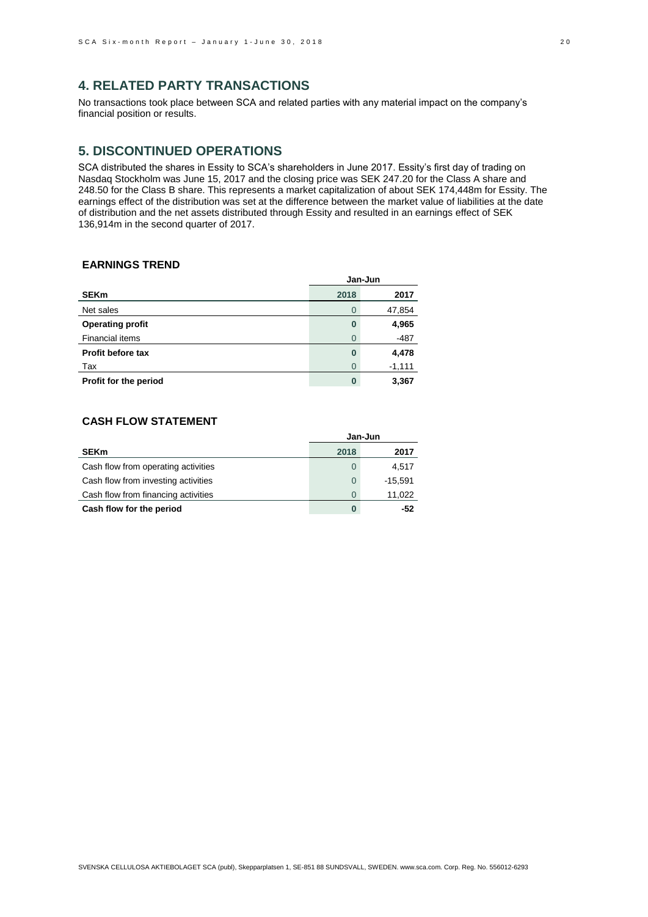## 4. RELATED PARTY TRANSACTIONS

No transactions took place between SCA and related parties with any material impact on the company's financial position or results.

## 5. DISCONTINUED OPERATIONS

SCA distributed the shares in Essity to SCA's shareholders in June 2017. Essity's first day of trading on Nasdaq Stockholm was June 15, 2017 and the closing price was SEK 247.20 for the Class A share and 248.50 for the Class B share. This represents a market capitalization of about SEK 174,448m for Essity. The earnings effect of the distribution was set at the difference between the market value of liabilities at the date of distribution and the net assets distributed through Essity and resulted in an earnings effect of SEK 136,914m in the second quarter of 2017.

### EARNINGS TREND

| | Jan-Jun | |
|---|---|---|
| **SEKm** | **2018** | **2017** |
| Net sales | 0 | 47,854 |
| **Operating profit** | **0** | **4,965** |
| Financial items | 0 | -487 |
| **Profit before tax** | **0** | **4,478** |
| Tax | 0 | -1,111 |
| **Profit for the period** | **0** | **3,367** |

### CASH FLOW STATEMENT

| | Jan-Jun | |
|---|---|---|
| **SEKm** | **2018** | **2017** |
| Cash flow from operating activities | 0 | 4,517 |
| Cash flow from investing activities | 0 | -15,591 |
| Cash flow from financing activities | 0 | 11,022 |
| **Cash flow for the period** | **0** | **-52** |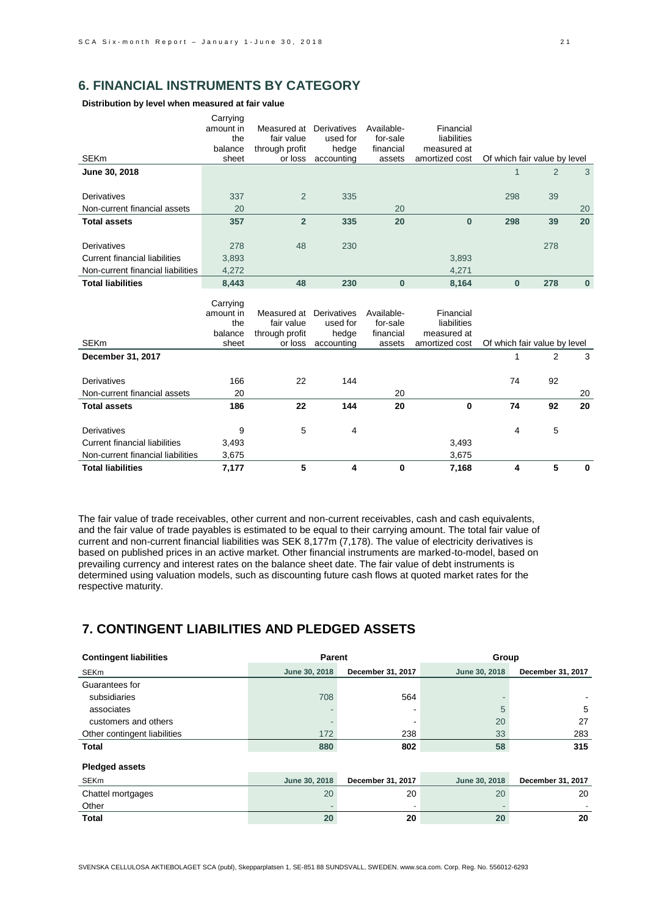## 6. FINANCIAL INSTRUMENTS BY CATEGORY

**Distribution by level when measured at fair value**

| SEKm | Carrying amount in the balance sheet | Measured at fair value through profit or loss | Derivatives used for hedge accounting | Available-for-sale financial assets | Financial liabilities measured at amortized cost | Of which fair value by level | | |
|---|---|---|---|---|---|---|---|---|
| **June 30, 2018** | | | | | | 1 | 2 | 3 |
| Derivatives | 337 | 2 | 335 | | | 298 | 39 | |
| Non-current financial assets | 20 | | | 20 | | | | 20 |
| **Total assets** | **357** | **2** | **335** | **20** | **0** | **298** | **39** | **20** |
| Derivatives | 278 | 48 | 230 | | | | 278 | |
| Current financial liabilities | 3,893 | | | | 3,893 | | | |
| Non-current financial liabilities | 4,272 | | | | 4,271 | | | |
| **Total liabilities** | **8,443** | **48** | **230** | **0** | **8,164** | **0** | **278** | **0** |

| SEKm | Carrying amount in the balance sheet | Measured at fair value through profit or loss | Derivatives used for hedge accounting | Available-for-sale financial assets | Financial liabilities measured at amortized cost | Of which fair value by level | | |
|---|---|---|---|---|---|---|---|---|
| **December 31, 2017** | | | | | | 1 | 2 | 3 |
| Derivatives | 166 | 22 | 144 | | | 74 | 92 | |
| Non-current financial assets | 20 | | | 20 | | | | 20 |
| **Total assets** | **186** | **22** | **144** | **20** | **0** | **74** | **92** | **20** |
| Derivatives | 9 | 5 | 4 | | | 4 | 5 | |
| Current financial liabilities | 3,493 | | | | 3,493 | | | |
| Non-current financial liabilities | 3,675 | | | | 3,675 | | | |
| **Total liabilities** | **7,177** | **5** | **4** | **0** | **7,168** | **4** | **5** | **0** |

The fair value of trade receivables, other current and non-current receivables, cash and cash equivalents, and the fair value of trade payables is estimated to be equal to their carrying amount. The total fair value of current and non-current financial liabilities was SEK 8,177m (7,178). The value of electricity derivatives is based on published prices in an active market. Other financial instruments are marked-to-model, based on prevailing currency and interest rates on the balance sheet date. The fair value of debt instruments is determined using valuation models, such as discounting future cash flows at quoted market rates for the respective maturity.

## 7. CONTINGENT LIABILITIES AND PLEDGED ASSETS

| **Contingent liabilities** | Parent | | Group | |
|---|---|---|---|---|
| SEKm | June 30, 2018 | December 31, 2017 | June 30, 2018 | December 31, 2017 |
| Guarantees for | | | | |
| subsidiaries | 708 | 564 | - | - |
| associates | - | - | 5 | 5 |
| customers and others | - | - | 20 | 27 |
| Other contingent liabilities | 172 | 238 | 33 | 283 |
| **Total** | **880** | **802** | **58** | **315** |

**Pledged assets**

| SEKm | June 30, 2018 | December 31, 2017 | June 30, 2018 | December 31, 2017 |
|---|---|---|---|---|
| Chattel mortgages | 20 | 20 | 20 | 20 |
| Other | - | - | - | - |
| **Total** | **20** | **20** | **20** | **20** |

SVENSKA CELLULOSA AKTIEBOLAGET SCA (publ), Skepparplatsen 1, SE-851 88 SUNDSVALL, SWEDEN. www.sca.com. Corp. Reg. No. 556012-6293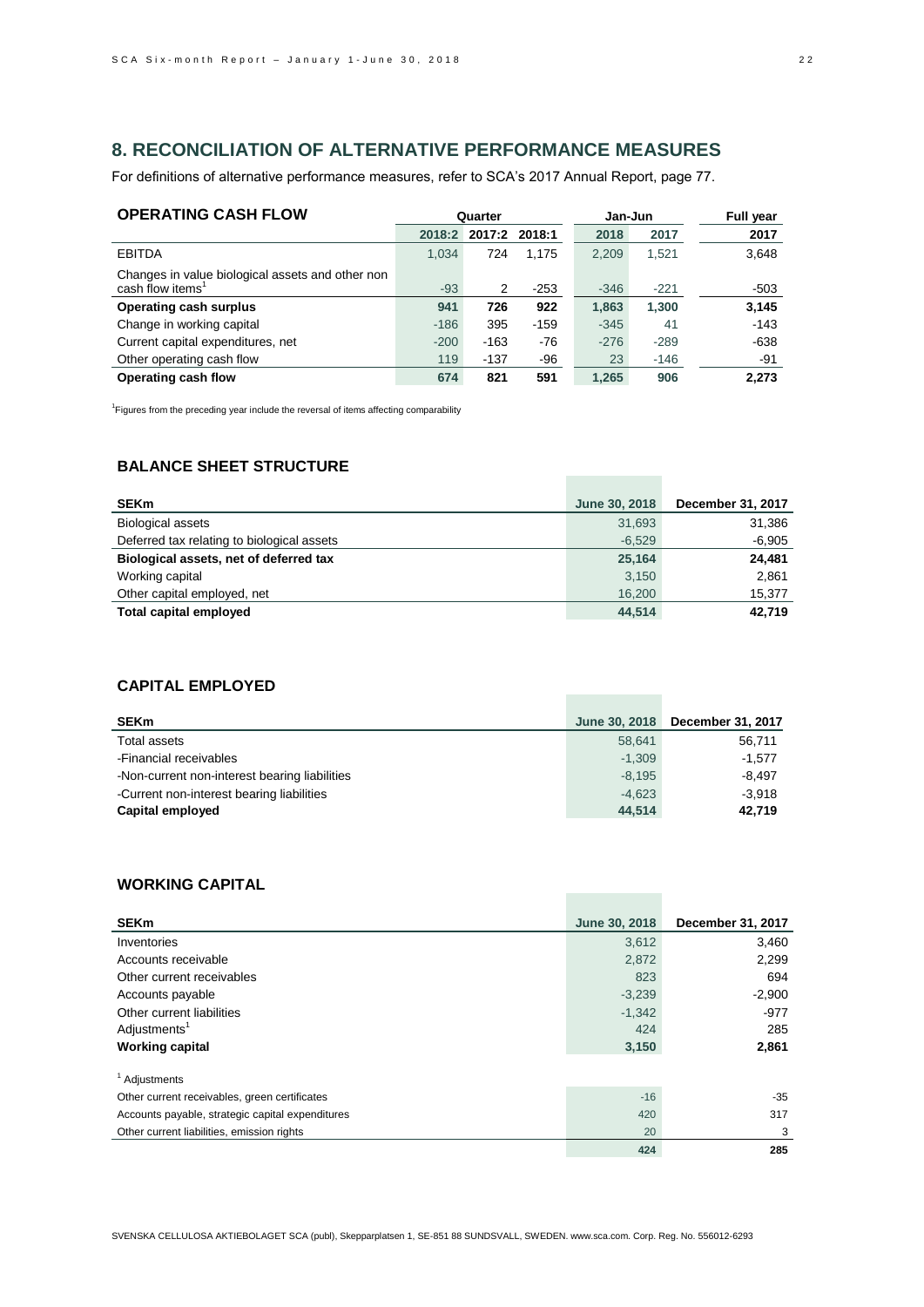## 8. RECONCILIATION OF ALTERNATIVE PERFORMANCE MEASURES

For definitions of alternative performance measures, refer to SCA's 2017 Annual Report, page 77.

| OPERATING CASH FLOW | Quarter | | | Jan-Jun | | Full year |
|---|---|---|---|---|---|---|
| | 2018:2 | 2017:2 | 2018:1 | 2018 | 2017 | 2017 |
| EBITDA | 1,034 | 724 | 1,175 | 2,209 | 1,521 | 3,648 |
| Changes in value biological assets and other non cash flow items[1] | -93 | 2 | -253 | -346 | -221 | -503 |
| **Operating cash surplus** | **941** | **726** | **922** | **1,863** | **1,300** | **3,145** |
| Change in working capital | -186 | 395 | -159 | -345 | 41 | -143 |
| Current capital expenditures, net | -200 | -163 | -76 | -276 | -289 | -638 |
| Other operating cash flow | 119 | -137 | -96 | 23 | -146 | -91 |
| **Operating cash flow** | **674** | **821** | **591** | **1,265** | **906** | **2,273** |

[1]Figures from the preceding year include the reversal of items affecting comparability

### BALANCE SHEET STRUCTURE

| SEKm | June 30, 2018 | December 31, 2017 |
|---|---|---|
| Biological assets | 31,693 | 31,386 |
| Deferred tax relating to biological assets | -6,529 | -6,905 |
| **Biological assets, net of deferred tax** | **25,164** | **24,481** |
| Working capital | 3,150 | 2,861 |
| Other capital employed, net | 16,200 | 15,377 |
| **Total capital employed** | **44,514** | **42,719** |

### CAPITAL EMPLOYED

| SEKm | June 30, 2018 | December 31, 2017 |
|---|---|---|
| Total assets | 58,641 | 56,711 |
| -Financial receivables | -1,309 | -1,577 |
| -Non-current non-interest bearing liabilities | -8,195 | -8,497 |
| -Current non-interest bearing liabilities | -4,623 | -3,918 |
| **Capital employed** | **44,514** | **42,719** |

### WORKING CAPITAL

| SEKm | June 30, 2018 | December 31, 2017 |
|---|---|---|
| Inventories | 3,612 | 3,460 |
| Accounts receivable | 2,872 | 2,299 |
| Other current receivables | 823 | 694 |
| Accounts payable | -3,239 | -2,900 |
| Other current liabilities | -1,342 | -977 |
| Adjustments[1] | 424 | 285 |
| **Working capital** | **3,150** | **2,861** |

[1] Adjustments

| | | |
|---|---|---|
| Other current receivables, green certificates | -16 | -35 |
| Accounts payable, strategic capital expenditures | 420 | 317 |
| Other current liabilities, emission rights | 20 | 3 |
| | **424** | **285** |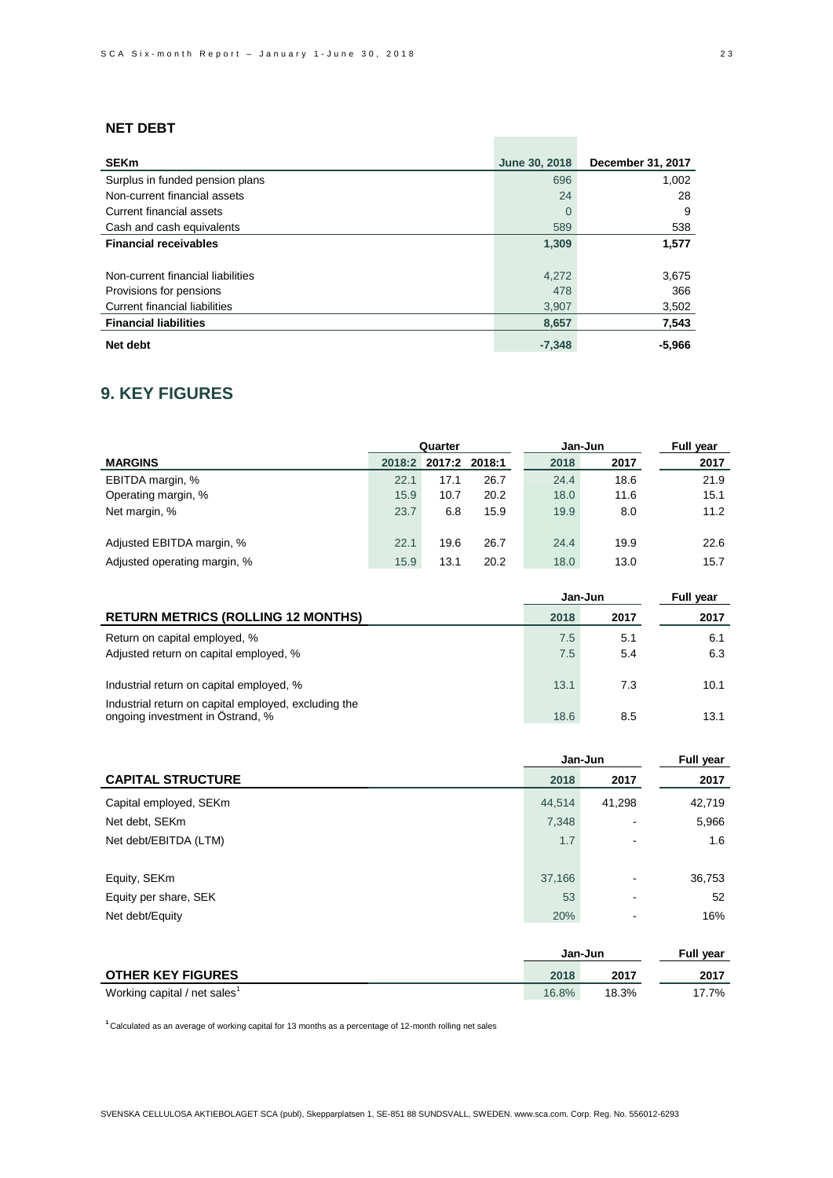## NET DEBT

| SEKm | June 30, 2018 | December 31, 2017 |
|---|---|---|
| Surplus in funded pension plans | 696 | 1,002 |
| Non-current financial assets | 24 | 28 |
| Current financial assets | 0 | 9 |
| Cash and cash equivalents | 589 | 538 |
| **Financial receivables** | **1,309** | **1,577** |
| | | |
| Non-current financial liabilities | 4,272 | 3,675 |
| Provisions for pensions | 478 | 366 |
| Current financial liabilities | 3,907 | 3,502 |
| **Financial liabilities** | **8,657** | **7,543** |
| **Net debt** | **-7,348** | **-5,966** |

## 9. KEY FIGURES

| | Quarter | | | Jan-Jun | | Full year |
|---|---|---|---|---|---|---|
| **MARGINS** | **2018:2** | **2017:2** | **2018:1** | **2018** | **2017** | **2017** |
| EBITDA margin, % | 22.1 | 17.1 | 26.7 | 24.4 | 18.6 | 21.9 |
| Operating margin, % | 15.9 | 10.7 | 20.2 | 18.0 | 11.6 | 15.1 |
| Net margin, % | 23.7 | 6.8 | 15.9 | 19.9 | 8.0 | 11.2 |
| | | | | | | |
| Adjusted EBITDA margin, % | 22.1 | 19.6 | 26.7 | 24.4 | 19.9 | 22.6 |
| Adjusted operating margin, % | 15.9 | 13.1 | 20.2 | 18.0 | 13.0 | 15.7 |

| | Jan-Jun | | Full year |
|---|---|---|---|
| **RETURN METRICS (ROLLING 12 MONTHS)** | **2018** | **2017** | **2017** |
| Return on capital employed, % | 7.5 | 5.1 | 6.1 |
| Adjusted return on capital employed, % | 7.5 | 5.4 | 6.3 |
| | | | |
| Industrial return on capital employed, % | 13.1 | 7.3 | 10.1 |
| Industrial return on capital employed, excluding the ongoing investment in Östrand, % | 18.6 | 8.5 | 13.1 |

| | Jan-Jun | | Full year |
|---|---|---|---|
| **CAPITAL STRUCTURE** | **2018** | **2017** | **2017** |
| Capital employed, SEKm | 44,514 | 41,298 | 42,719 |
| Net debt, SEKm | 7,348 | - | 5,966 |
| Net debt/EBITDA (LTM) | 1.7 | - | 1.6 |
| | | | |
| Equity, SEKm | 37,166 | - | 36,753 |
| Equity per share, SEK | 53 | - | 52 |
| Net debt/Equity | 20% | - | 16% |

| | Jan-Jun | | Full year |
|---|---|---|---|
| **OTHER KEY FIGURES** | **2018** | **2017** | **2017** |
| Working capital / net sales[1] | 16.8% | 18.3% | 17.7% |

[1] Calculated as an average of working capital for 13 months as a percentage of 12-month rolling net sales

SVENSKA CELLULOSA AKTIEBOLAGET SCA (publ), Skepparplatsen 1, SE-851 88 SUNDSVALL, SWEDEN. www.sca.com. Corp. Reg. No. 556012-6293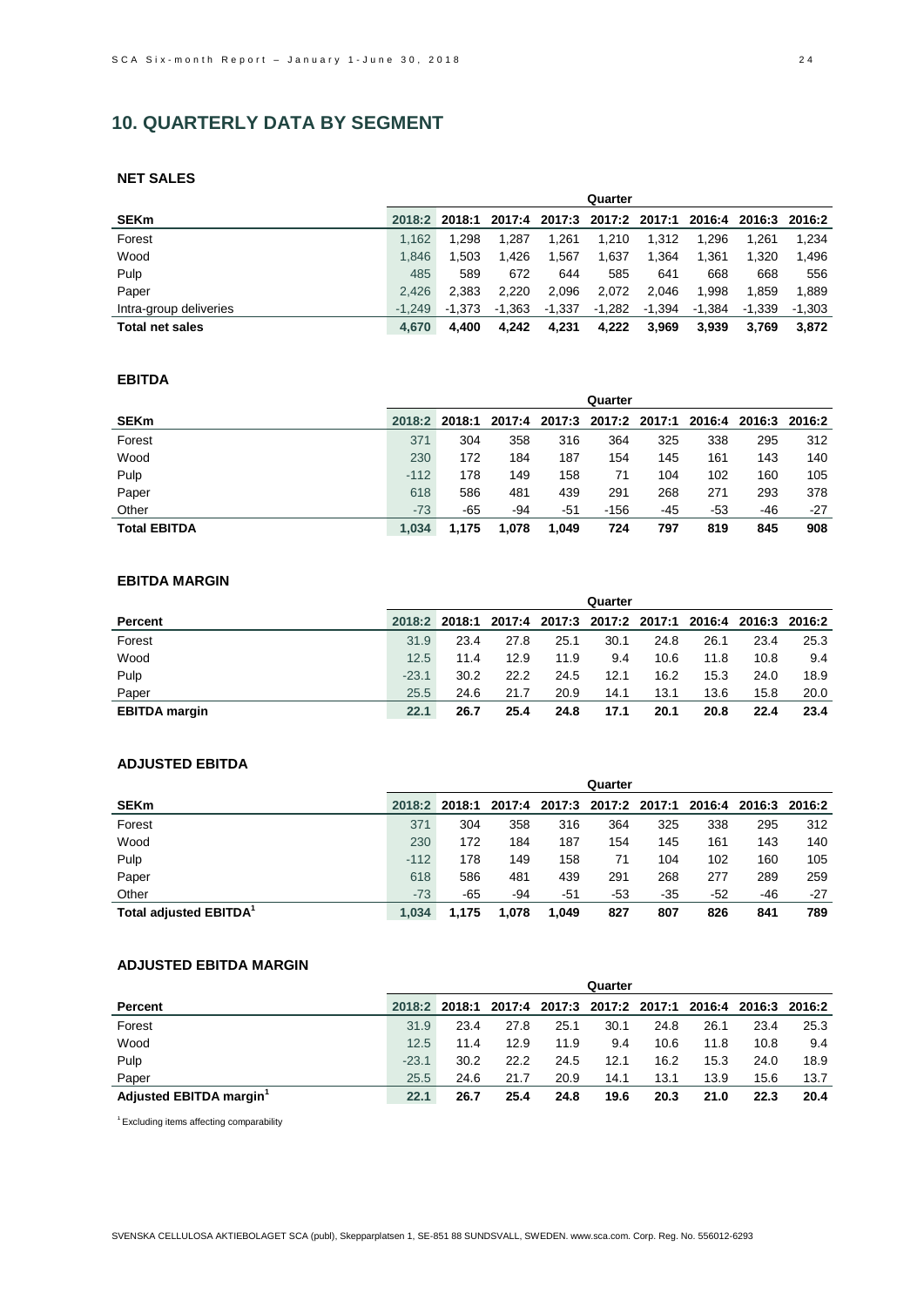## 10. QUARTERLY DATA BY SEGMENT

### NET SALES

| | Quarter | | | | | | | | |
|---|---|---|---|---|---|---|---|---|---|
| **SEKm** | **2018:2** | **2018:1** | **2017:4** | **2017:3** | **2017:2** | **2017:1** | **2016:4** | **2016:3** | **2016:2** |
| Forest | 1,162 | 1,298 | 1,287 | 1,261 | 1,210 | 1,312 | 1,296 | 1,261 | 1,234 |
| Wood | 1,846 | 1,503 | 1,426 | 1,567 | 1,637 | 1,364 | 1,361 | 1,320 | 1,496 |
| Pulp | 485 | 589 | 672 | 644 | 585 | 641 | 668 | 668 | 556 |
| Paper | 2,426 | 2,383 | 2,220 | 2,096 | 2,072 | 2,046 | 1,998 | 1,859 | 1,889 |
| Intra-group deliveries | -1,249 | -1,373 | -1,363 | -1,337 | -1,282 | -1,394 | -1,384 | -1,339 | -1,303 |
| **Total net sales** | **4,670** | **4,400** | **4,242** | **4,231** | **4,222** | **3,969** | **3,939** | **3,769** | **3,872** |

### EBITDA

| | Quarter | | | | | | | | |
|---|---|---|---|---|---|---|---|---|---|
| **SEKm** | **2018:2** | **2018:1** | **2017:4** | **2017:3** | **2017:2** | **2017:1** | **2016:4** | **2016:3** | **2016:2** |
| Forest | 371 | 304 | 358 | 316 | 364 | 325 | 338 | 295 | 312 |
| Wood | 230 | 172 | 184 | 187 | 154 | 145 | 161 | 143 | 140 |
| Pulp | -112 | 178 | 149 | 158 | 71 | 104 | 102 | 160 | 105 |
| Paper | 618 | 586 | 481 | 439 | 291 | 268 | 271 | 293 | 378 |
| Other | -73 | -65 | -94 | -51 | -156 | -45 | -53 | -46 | -27 |
| **Total EBITDA** | **1,034** | **1,175** | **1,078** | **1,049** | **724** | **797** | **819** | **845** | **908** |

### EBITDA MARGIN

| | Quarter | | | | | | | | |
|---|---|---|---|---|---|---|---|---|---|
| **Percent** | **2018:2** | **2018:1** | **2017:4** | **2017:3** | **2017:2** | **2017:1** | **2016:4** | **2016:3** | **2016:2** |
| Forest | 31.9 | 23.4 | 27.8 | 25.1 | 30.1 | 24.8 | 26.1 | 23.4 | 25.3 |
| Wood | 12.5 | 11.4 | 12.9 | 11.9 | 9.4 | 10.6 | 11.8 | 10.8 | 9.4 |
| Pulp | -23.1 | 30.2 | 22.2 | 24.5 | 12.1 | 16.2 | 15.3 | 24.0 | 18.9 |
| Paper | 25.5 | 24.6 | 21.7 | 20.9 | 14.1 | 13.1 | 13.6 | 15.8 | 20.0 |
| **EBITDA margin** | **22.1** | **26.7** | **25.4** | **24.8** | **17.1** | **20.1** | **20.8** | **22.4** | **23.4** |

### ADJUSTED EBITDA

| | Quarter | | | | | | | | |
|---|---|---|---|---|---|---|---|---|---|
| **SEKm** | **2018:2** | **2018:1** | **2017:4** | **2017:3** | **2017:2** | **2017:1** | **2016:4** | **2016:3** | **2016:2** |
| Forest | 371 | 304 | 358 | 316 | 364 | 325 | 338 | 295 | 312 |
| Wood | 230 | 172 | 184 | 187 | 154 | 145 | 161 | 143 | 140 |
| Pulp | -112 | 178 | 149 | 158 | 71 | 104 | 102 | 160 | 105 |
| Paper | 618 | 586 | 481 | 439 | 291 | 268 | 277 | 289 | 259 |
| Other | -73 | -65 | -94 | -51 | -53 | -35 | -52 | -46 | -27 |
| **Total adjusted EBITDA[1]** | **1,034** | **1,175** | **1,078** | **1,049** | **827** | **807** | **826** | **841** | **789** |

### ADJUSTED EBITDA MARGIN

| | Quarter | | | | | | | | |
|---|---|---|---|---|---|---|---|---|---|
| **Percent** | **2018:2** | **2018:1** | **2017:4** | **2017:3** | **2017:2** | **2017:1** | **2016:4** | **2016:3** | **2016:2** |
| Forest | 31.9 | 23.4 | 27.8 | 25.1 | 30.1 | 24.8 | 26.1 | 23.4 | 25.3 |
| Wood | 12.5 | 11.4 | 12.9 | 11.9 | 9.4 | 10.6 | 11.8 | 10.8 | 9.4 |
| Pulp | -23.1 | 30.2 | 22.2 | 24.5 | 12.1 | 16.2 | 15.3 | 24.0 | 18.9 |
| Paper | 25.5 | 24.6 | 21.7 | 20.9 | 14.1 | 13.1 | 13.9 | 15.6 | 13.7 |
| **Adjusted EBITDA margin[1]** | **22.1** | **26.7** | **25.4** | **24.8** | **19.6** | **20.3** | **21.0** | **22.3** | **20.4** |

[1] Excluding items affecting comparability

SVENSKA CELLULOSA AKTIEBOLAGET SCA (publ), Skepparplatsen 1, SE-851 88 SUNDSVALL, SWEDEN. www.sca.com. Corp. Reg. No. 556012-6293